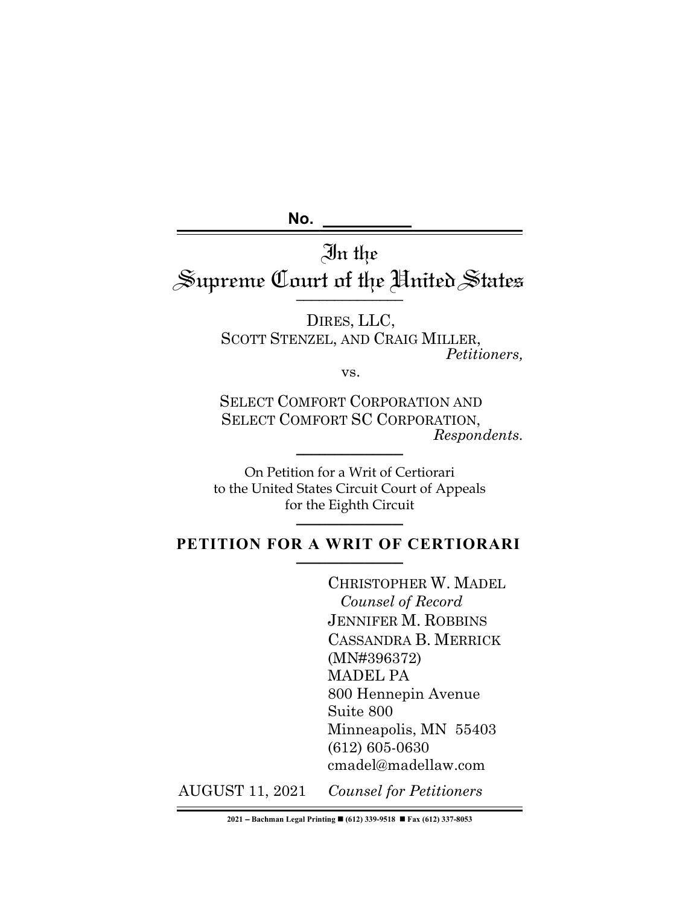No. __________

# In the Supreme Court of the United States

DIRES, LLC,
SCOTT STENZEL, AND CRAIG MILLER,
*Petitioners,*

vs.

SELECT COMFORT CORPORATION AND
SELECT COMFORT SC CORPORATION,
*Respondents.*

On Petition for a Writ of Certiorari
to the United States Circuit Court of Appeals
for the Eighth Circuit

## PETITION FOR A WRIT OF CERTIORARI

CHRISTOPHER W. MADEL
*Counsel of Record*
JENNIFER M. ROBBINS
CASSANDRA B. MERRICK
(MN#396372)
MADEL PA
800 Hennepin Avenue
Suite 800
Minneapolis, MN 55403
(612) 605-0630
cmadel@madellaw.com

AUGUST 11, 2021 *Counsel for Petitioners*

2021 – Bachman Legal Printing ■ (612) 339-9518 ■ Fax (612) 337-8053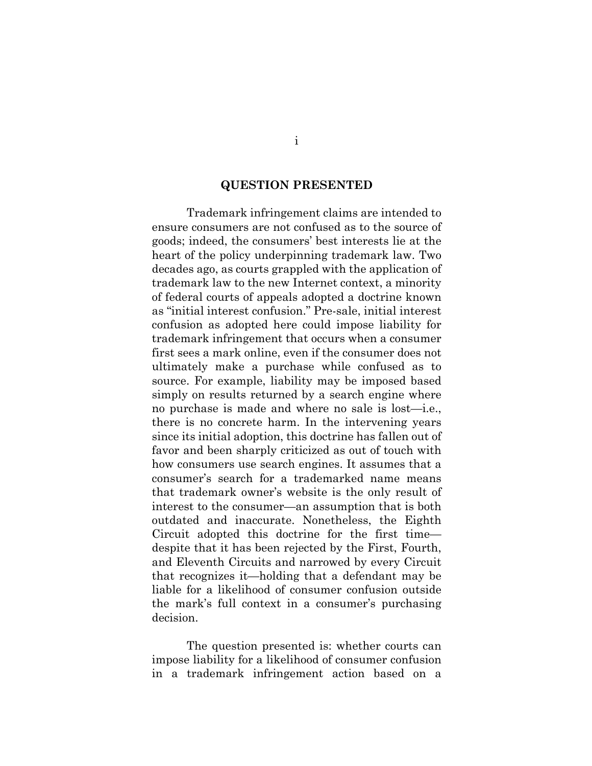## QUESTION PRESENTED

Trademark infringement claims are intended to ensure consumers are not confused as to the source of goods; indeed, the consumers' best interests lie at the heart of the policy underpinning trademark law. Two decades ago, as courts grappled with the application of trademark law to the new Internet context, a minority of federal courts of appeals adopted a doctrine known as "initial interest confusion." Pre-sale, initial interest confusion as adopted here could impose liability for trademark infringement that occurs when a consumer first sees a mark online, even if the consumer does not ultimately make a purchase while confused as to source. For example, liability may be imposed based simply on results returned by a search engine where no purchase is made and where no sale is lost—i.e., there is no concrete harm. In the intervening years since its initial adoption, this doctrine has fallen out of favor and been sharply criticized as out of touch with how consumers use search engines. It assumes that a consumer's search for a trademarked name means that trademark owner's website is the only result of interest to the consumer—an assumption that is both outdated and inaccurate. Nonetheless, the Eighth Circuit adopted this doctrine for the first time—despite that it has been rejected by the First, Fourth, and Eleventh Circuits and narrowed by every Circuit that recognizes it—holding that a defendant may be liable for a likelihood of consumer confusion outside the mark's full context in a consumer's purchasing decision.

The question presented is: whether courts can impose liability for a likelihood of consumer confusion in a trademark infringement action based on a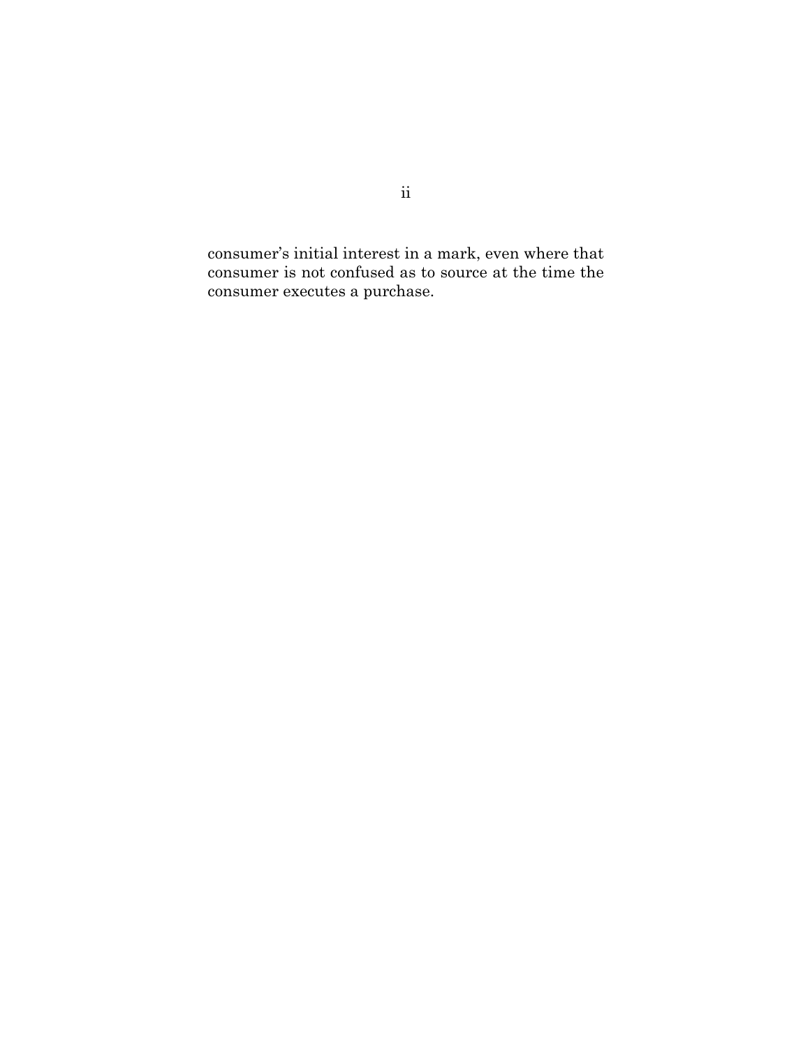consumer's initial interest in a mark, even where that consumer is not confused as to source at the time the consumer executes a purchase.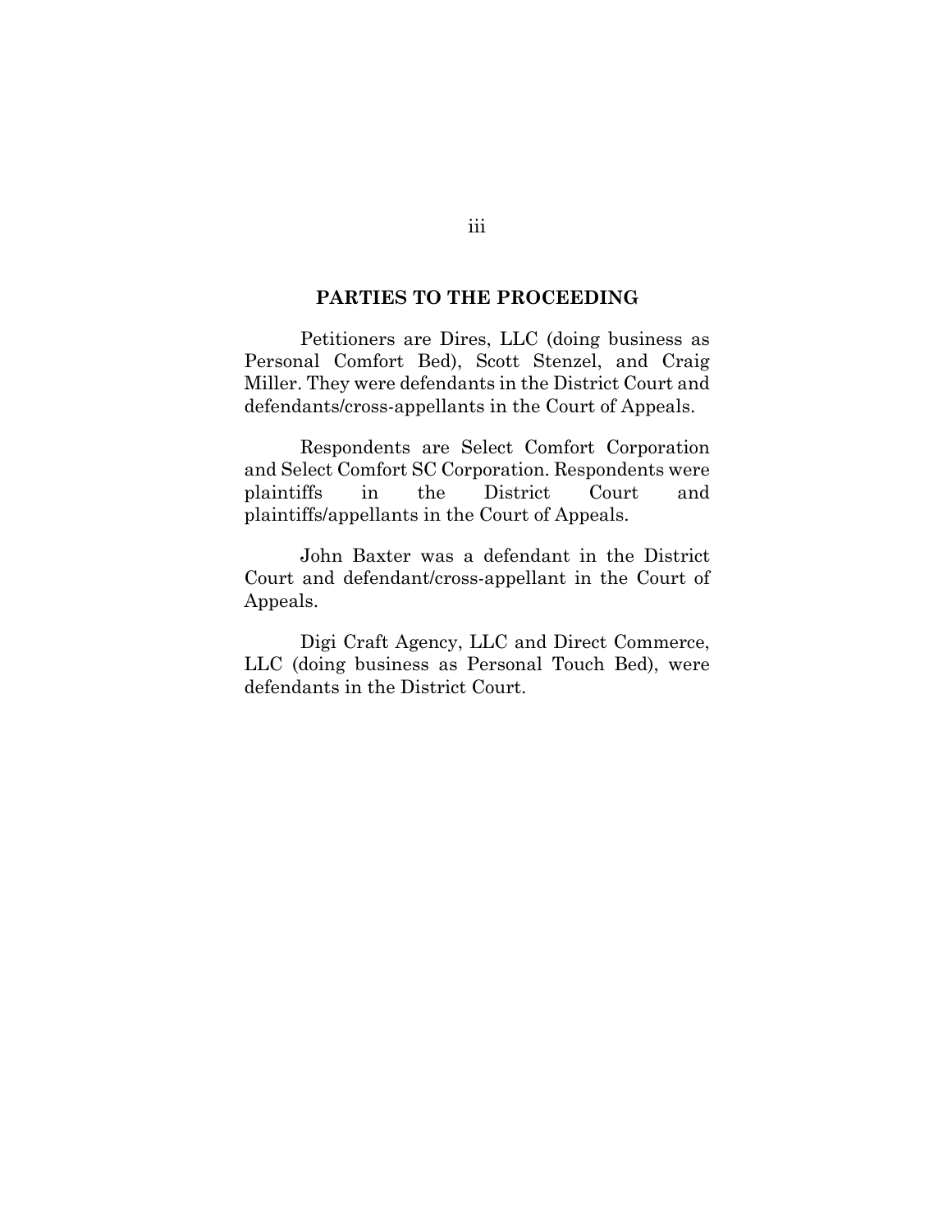## PARTIES TO THE PROCEEDING

Petitioners are Dires, LLC (doing business as Personal Comfort Bed), Scott Stenzel, and Craig Miller. They were defendants in the District Court and defendants/cross-appellants in the Court of Appeals.

Respondents are Select Comfort Corporation and Select Comfort SC Corporation. Respondents were plaintiffs in the District Court and plaintiffs/appellants in the Court of Appeals.

John Baxter was a defendant in the District Court and defendant/cross-appellant in the Court of Appeals.

Digi Craft Agency, LLC and Direct Commerce, LLC (doing business as Personal Touch Bed), were defendants in the District Court.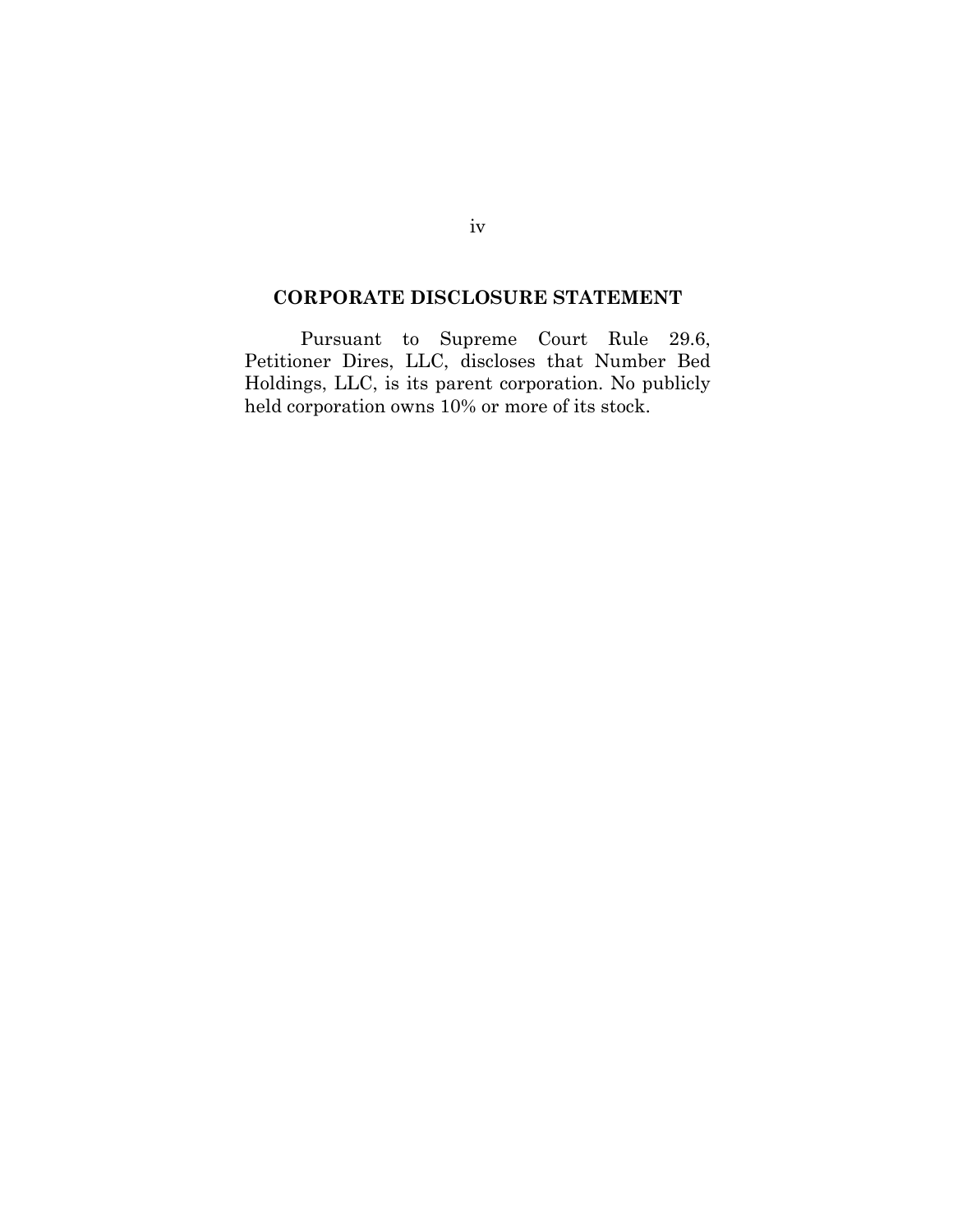## CORPORATE DISCLOSURE STATEMENT

Pursuant to Supreme Court Rule 29.6, Petitioner Dires, LLC, discloses that Number Bed Holdings, LLC, is its parent corporation. No publicly held corporation owns 10% or more of its stock.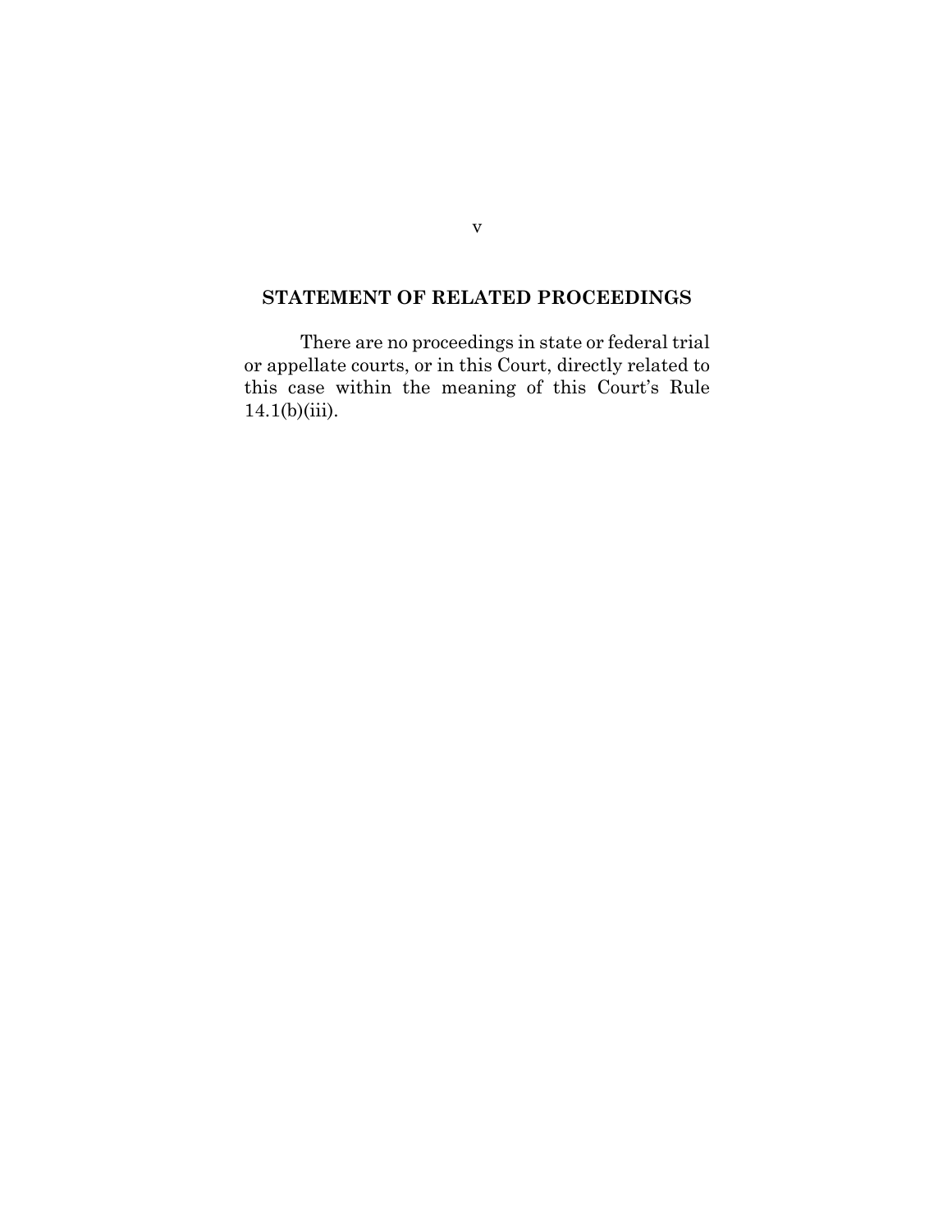## STATEMENT OF RELATED PROCEEDINGS

There are no proceedings in state or federal trial or appellate courts, or in this Court, directly related to this case within the meaning of this Court's Rule 14.1(b)(iii).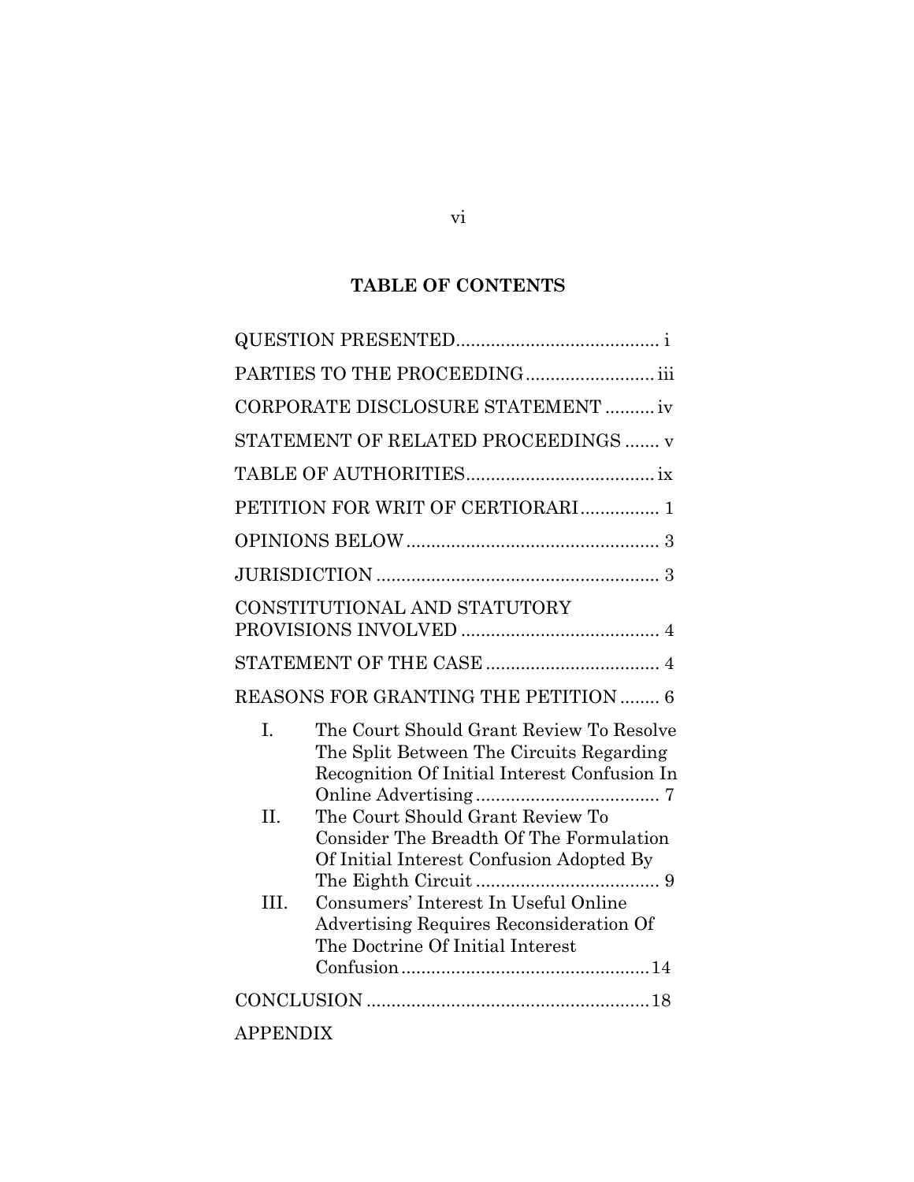# TABLE OF CONTENTS

| | |
|---|---|
| QUESTION PRESENTED | i |
| PARTIES TO THE PROCEEDING | iii |
| CORPORATE DISCLOSURE STATEMENT | iv |
| STATEMENT OF RELATED PROCEEDINGS | v |
| TABLE OF AUTHORITIES | ix |
| PETITION FOR WRIT OF CERTIORARI | 1 |
| OPINIONS BELOW | 3 |
| JURISDICTION | 3 |
| CONSTITUTIONAL AND STATUTORY PROVISIONS INVOLVED | 4 |
| STATEMENT OF THE CASE | 4 |
| REASONS FOR GRANTING THE PETITION | 6 |
| I. The Court Should Grant Review To Resolve The Split Between The Circuits Regarding Recognition Of Initial Interest Confusion In Online Advertising | 7 |
| II. The Court Should Grant Review To Consider The Breadth Of The Formulation Of Initial Interest Confusion Adopted By The Eighth Circuit | 9 |
| III. Consumers' Interest In Useful Online Advertising Requires Reconsideration Of The Doctrine Of Initial Interest Confusion | 14 |
| CONCLUSION | 18 |
| APPENDIX | |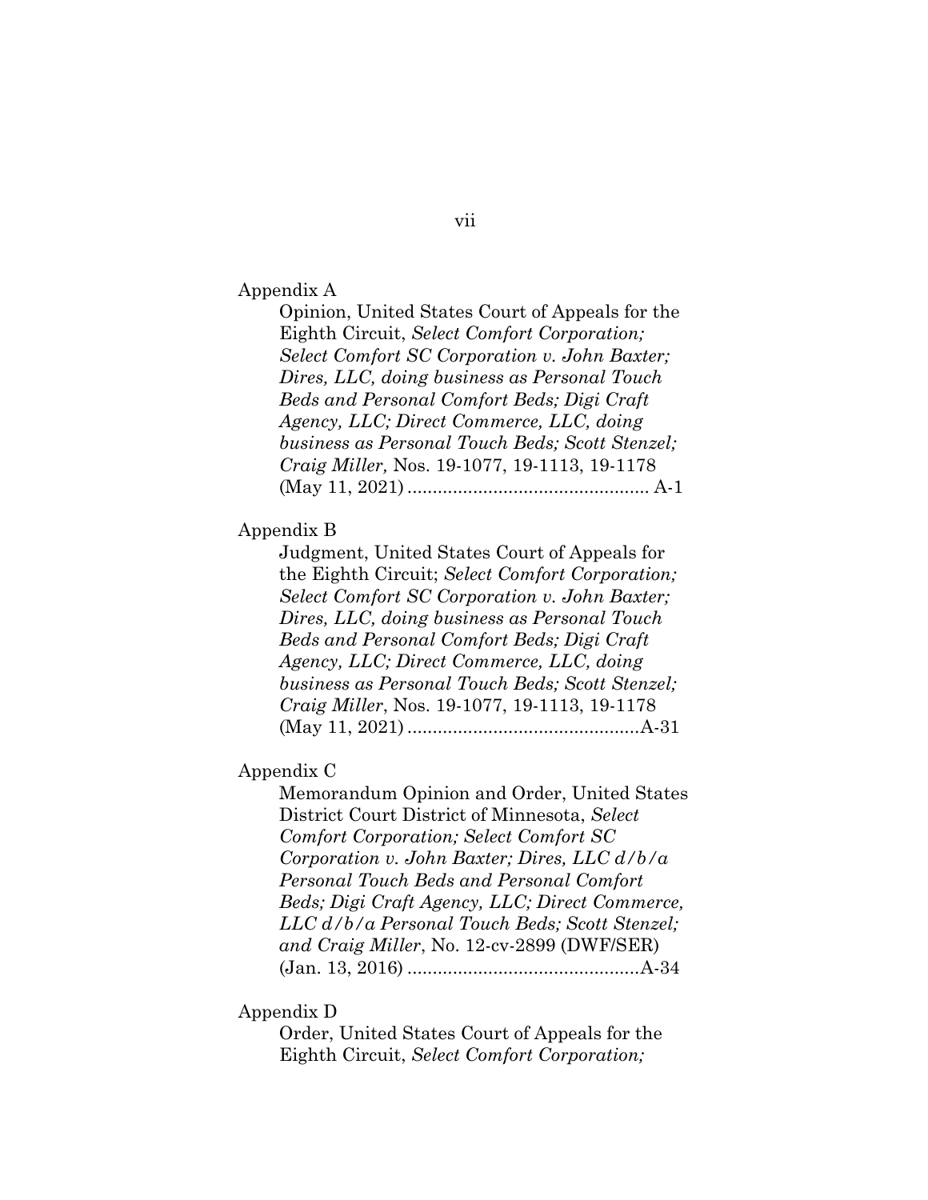Appendix A

Opinion, United States Court of Appeals for the Eighth Circuit, *Select Comfort Corporation; Select Comfort SC Corporation v. John Baxter; Dires, LLC, doing business as Personal Touch Beds and Personal Comfort Beds; Digi Craft Agency, LLC; Direct Commerce, LLC, doing business as Personal Touch Beds; Scott Stenzel; Craig Miller,* Nos. 19-1077, 19-1113, 19-1178 (May 11, 2021) ................................................ A-1

Appendix B

Judgment, United States Court of Appeals for the Eighth Circuit; *Select Comfort Corporation; Select Comfort SC Corporation v. John Baxter; Dires, LLC, doing business as Personal Touch Beds and Personal Comfort Beds; Digi Craft Agency, LLC; Direct Commerce, LLC, doing business as Personal Touch Beds; Scott Stenzel; Craig Miller*, Nos. 19-1077, 19-1113, 19-1178 (May 11, 2021) ..............................................A-31

Appendix C

Memorandum Opinion and Order, United States District Court District of Minnesota, *Select Comfort Corporation; Select Comfort SC Corporation v. John Baxter; Dires, LLC d/b/a Personal Touch Beds and Personal Comfort Beds; Digi Craft Agency, LLC; Direct Commerce, LLC d/b/a Personal Touch Beds; Scott Stenzel; and Craig Miller*, No. 12-cv-2899 (DWF/SER) (Jan. 13, 2016) ..............................................A-34

Appendix D

Order, United States Court of Appeals for the Eighth Circuit, *Select Comfort Corporation;*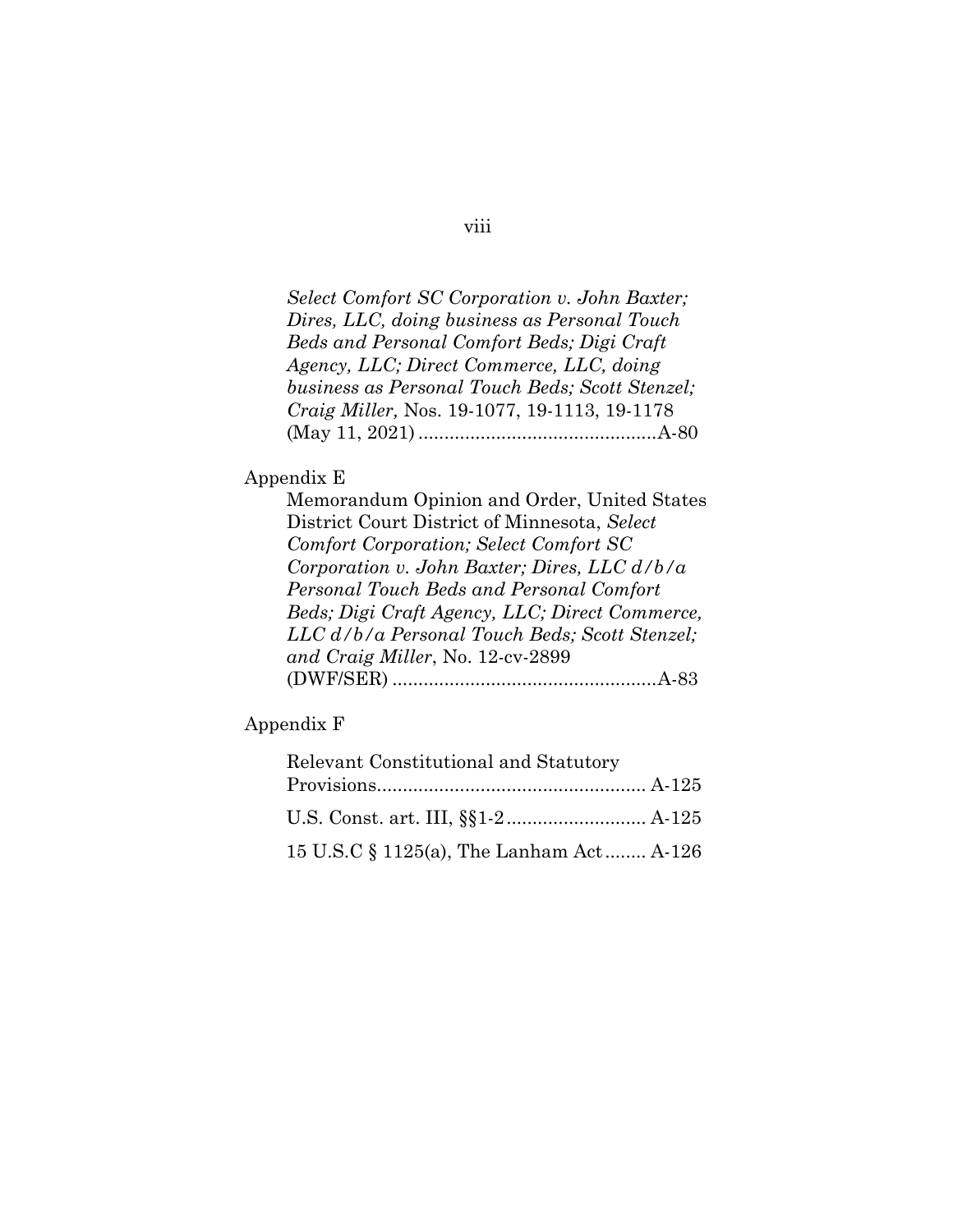*Select Comfort SC Corporation v. John Baxter; Dires, LLC, doing business as Personal Touch Beds and Personal Comfort Beds; Digi Craft Agency, LLC; Direct Commerce, LLC, doing business as Personal Touch Beds; Scott Stenzel; Craig Miller,* Nos. 19-1077, 19-1113, 19-1178 (May 11, 2021) .............................................A-80

Appendix E

Memorandum Opinion and Order, United States District Court District of Minnesota, *Select Comfort Corporation; Select Comfort SC Corporation v. John Baxter; Dires, LLC d/b/a Personal Touch Beds and Personal Comfort Beds; Digi Craft Agency, LLC; Direct Commerce, LLC d/b/a Personal Touch Beds; Scott Stenzel; and Craig Miller*, No. 12-cv-2899 (DWF/SER) ..................................................A-83

Appendix F

Relevant Constitutional and Statutory Provisions.................................................. A-125

U.S. Const. art. III, §§1-2 .......................... A-125

15 U.S.C § 1125(a), The Lanham Act........ A-126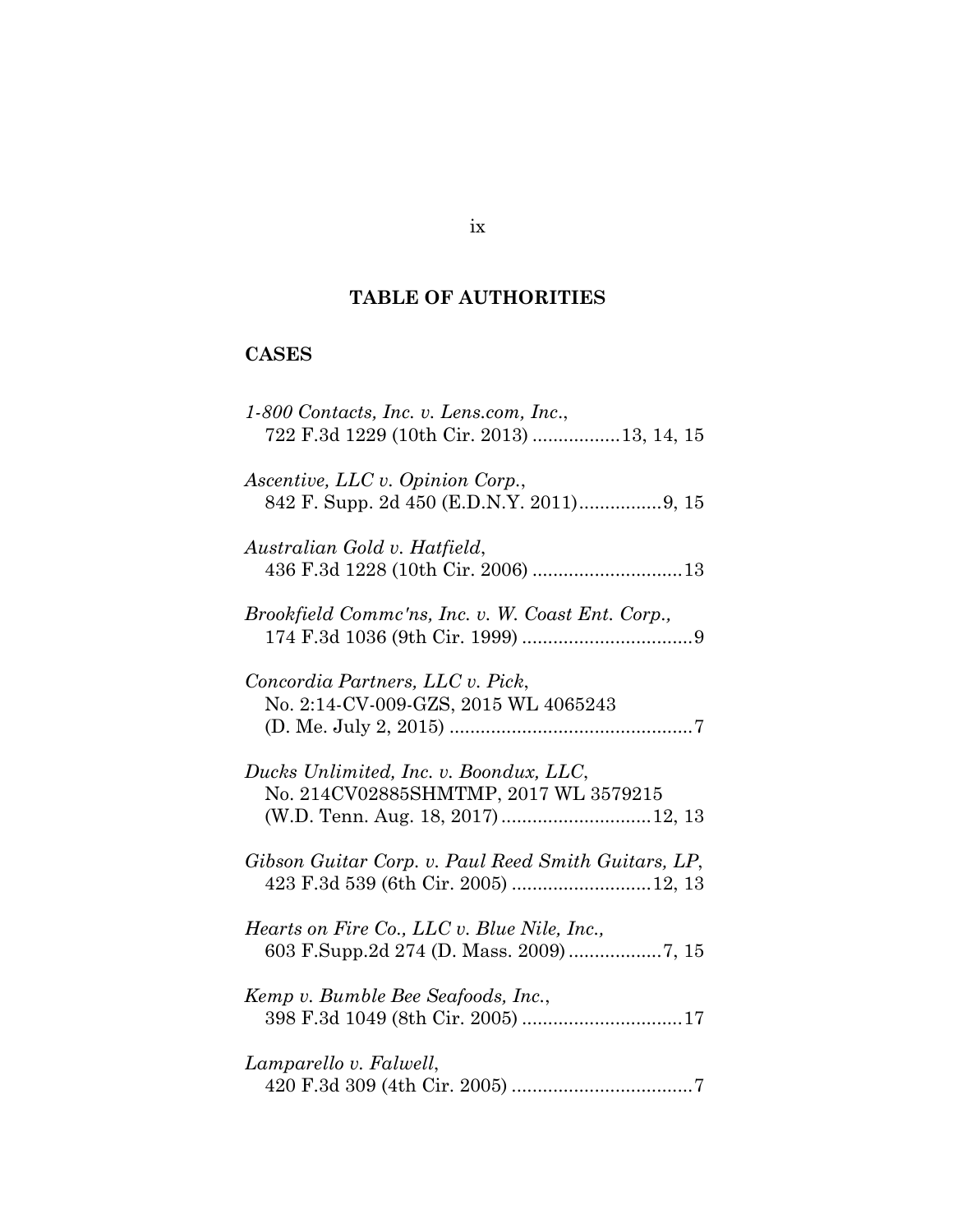## TABLE OF AUTHORITIES

### CASES

*1-800 Contacts, Inc. v. Lens.com, Inc.*, 722 F.3d 1229 (10th Cir. 2013) ................13, 14, 15

*Ascentive, LLC v. Opinion Corp.*, 842 F. Supp. 2d 450 (E.D.N.Y. 2011)................9, 15

*Australian Gold v. Hatfield*, 436 F.3d 1228 (10th Cir. 2006) .............................13

*Brookfield Commc'ns, Inc. v. W. Coast Ent. Corp.*, 174 F.3d 1036 (9th Cir. 1999) .................................9

*Concordia Partners, LLC v. Pick*, No. 2:14-CV-009-GZS, 2015 WL 4065243 (D. Me. July 2, 2015) ...............................................7

*Ducks Unlimited, Inc. v. Boondux, LLC*, No. 214CV02885SHMTMP, 2017 WL 3579215 (W.D. Tenn. Aug. 18, 2017).............................12, 13

*Gibson Guitar Corp. v. Paul Reed Smith Guitars, LP*, 423 F.3d 539 (6th Cir. 2005) ...........................12, 13

*Hearts on Fire Co., LLC v. Blue Nile, Inc.*, 603 F.Supp.2d 274 (D. Mass. 2009)..................7, 15

*Kemp v. Bumble Bee Seafoods, Inc.*, 398 F.3d 1049 (8th Cir. 2005) ...............................17

*Lamparello v. Falwell*, 420 F.3d 309 (4th Cir. 2005) ...................................7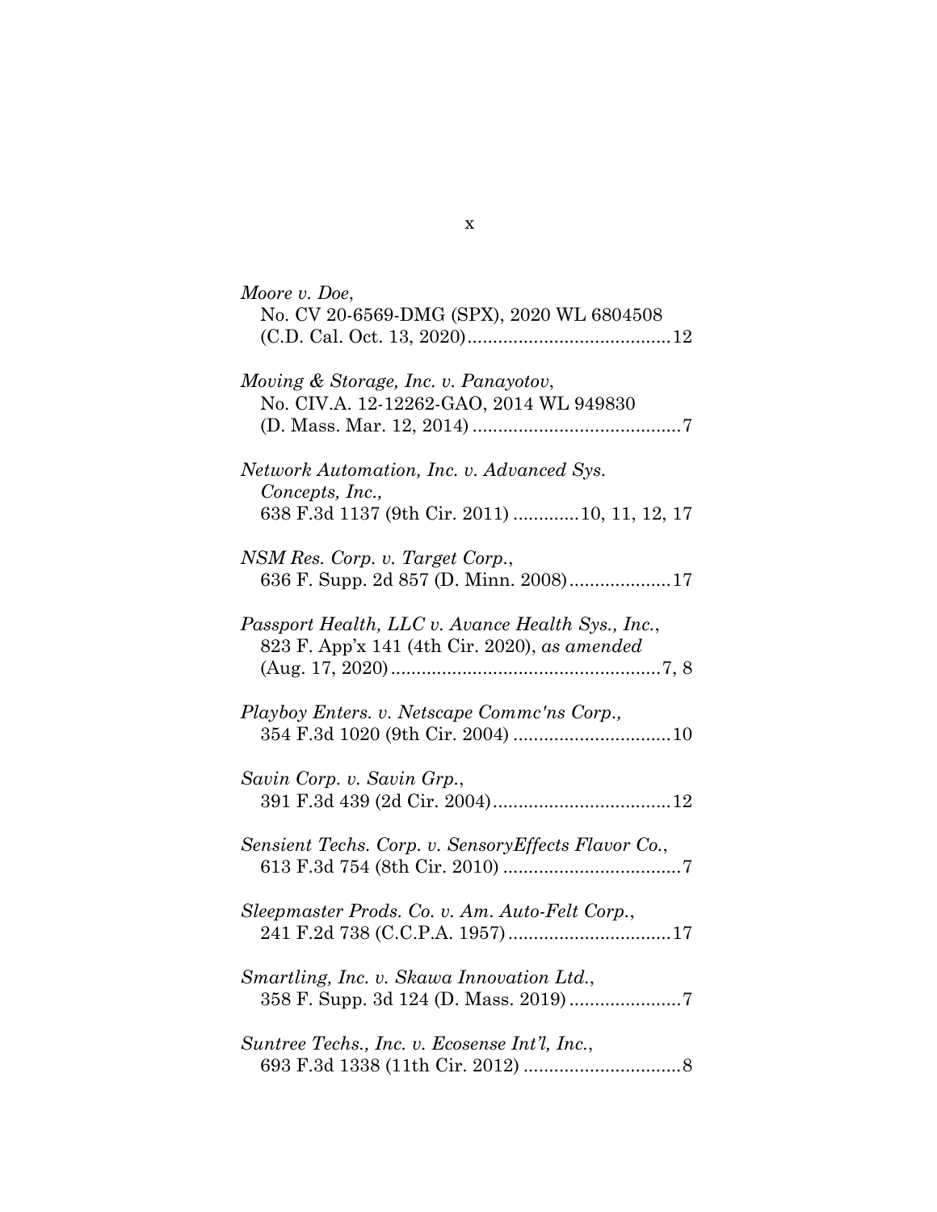*Moore v. Doe*,
No. CV 20-6569-DMG (SPX), 2020 WL 6804508 (C.D. Cal. Oct. 13, 2020)........................................12

*Moving & Storage, Inc. v. Panayotov*,
No. CIV.A. 12-12262-GAO, 2014 WL 949830 (D. Mass. Mar. 12, 2014) .........................................7

*Network Automation, Inc. v. Advanced Sys. Concepts, Inc.*,
638 F.3d 1137 (9th Cir. 2011) .............10, 11, 12, 17

*NSM Res. Corp. v. Target Corp.*,
636 F. Supp. 2d 857 (D. Minn. 2008)....................17

*Passport Health, LLC v. Avance Health Sys., Inc.*,
823 F. App'x 141 (4th Cir. 2020), *as amended* (Aug. 17, 2020).....................................................7, 8

*Playboy Enters. v. Netscape Commc'ns Corp.*,
354 F.3d 1020 (9th Cir. 2004) ...............................10

*Savin Corp. v. Savin Grp.*,
391 F.3d 439 (2d Cir. 2004)...................................12

*Sensient Techs. Corp. v. SensoryEffects Flavor Co.*,
613 F.3d 754 (8th Cir. 2010) ...................................7

*Sleepmaster Prods. Co. v. Am. Auto-Felt Corp.*,
241 F.2d 738 (C.C.P.A. 1957)................................17

*Smartling, Inc. v. Skawa Innovation Ltd.*,
358 F. Supp. 3d 124 (D. Mass. 2019)......................7

*Suntree Techs., Inc. v. Ecosense Int'l, Inc.*,
693 F.3d 1338 (11th Cir. 2012) ...............................8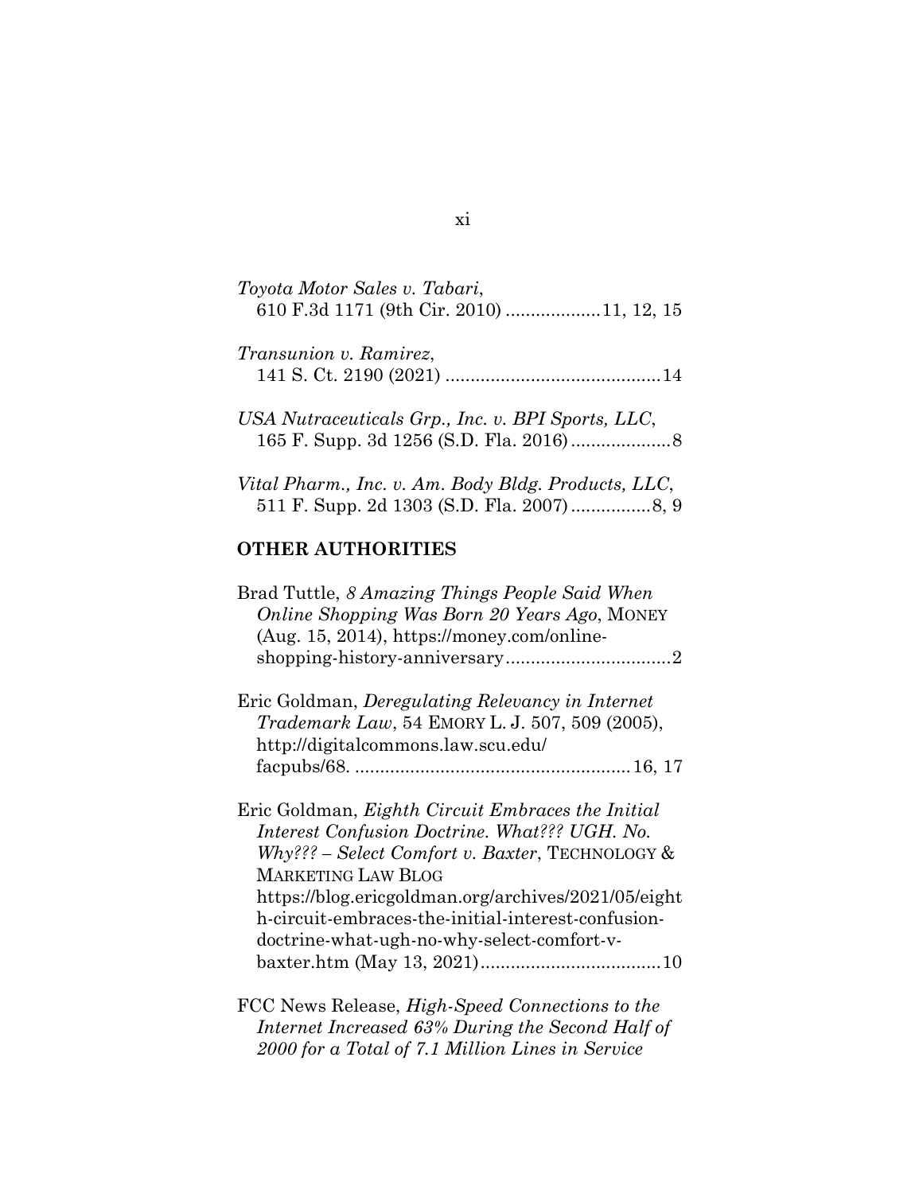*Toyota Motor Sales v. Tabari*,
610 F.3d 1171 (9th Cir. 2010) ..................11, 12, 15

*Transunion v. Ramirez*,
141 S. Ct. 2190 (2021) ..........................................14

*USA Nutraceuticals Grp., Inc. v. BPI Sports, LLC*,
165 F. Supp. 3d 1256 (S.D. Fla. 2016)....................8

*Vital Pharm., Inc. v. Am. Body Bldg. Products, LLC*,
511 F. Supp. 2d 1303 (S.D. Fla. 2007)................8, 9

**OTHER AUTHORITIES**

Brad Tuttle, *8 Amazing Things People Said When Online Shopping Was Born 20 Years Ago*, MONEY (Aug. 15, 2014), https://money.com/online-shopping-history-anniversary.................................2

Eric Goldman, *Deregulating Relevancy in Internet Trademark Law*, 54 EMORY L. J. 507, 509 (2005), http://digitalcommons.law.scu.edu/facpubs/68. ......................................................16, 17

Eric Goldman, *Eighth Circuit Embraces the Initial Interest Confusion Doctrine. What??? UGH. No. Why??? – Select Comfort v. Baxter*, TECHNOLOGY & MARKETING LAW BLOG https://blog.ericgoldman.org/archives/2021/05/eighth-circuit-embraces-the-initial-interest-confusion-doctrine-what-ugh-no-why-select-comfort-v-baxter.htm (May 13, 2021)...................................10

FCC News Release, *High-Speed Connections to the Internet Increased 63% During the Second Half of 2000 for a Total of 7.1 Million Lines in Service*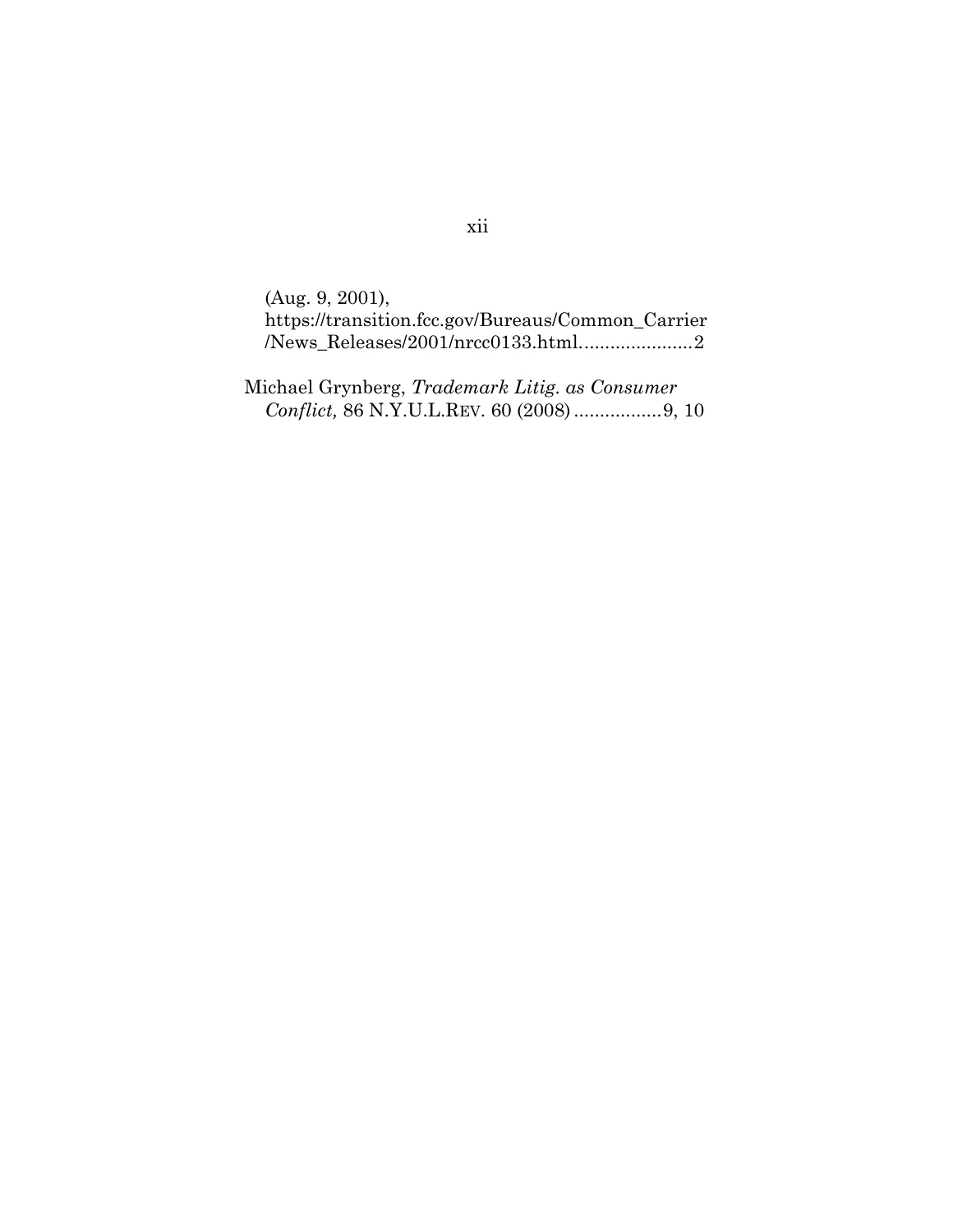(Aug. 9, 2001), https://transition.fcc.gov/Bureaus/Common_Carrier/News_Releases/2001/nrcc0133.html......................2

Michael Grynberg, *Trademark Litig. as Consumer Conflict,* 86 N.Y.U.L.REV. 60 (2008) .................9, 10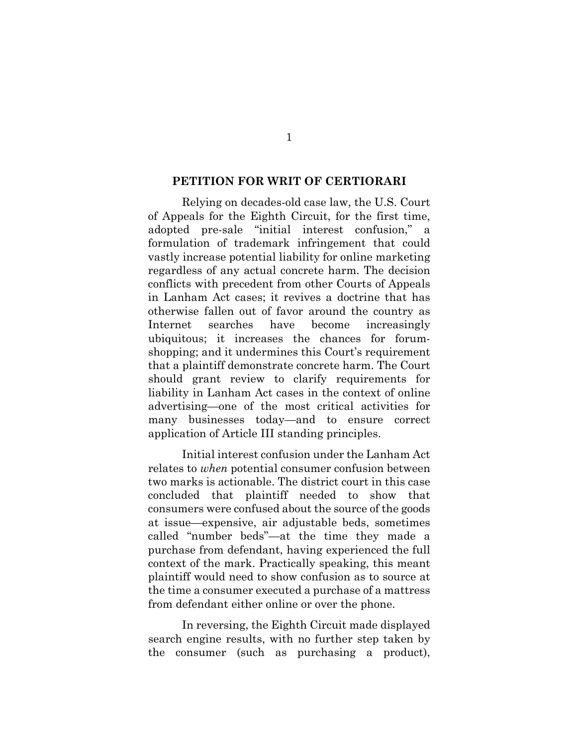## PETITION FOR WRIT OF CERTIORARI

Relying on decades-old case law, the U.S. Court of Appeals for the Eighth Circuit, for the first time, adopted pre-sale "initial interest confusion," a formulation of trademark infringement that could vastly increase potential liability for online marketing regardless of any actual concrete harm. The decision conflicts with precedent from other Courts of Appeals in Lanham Act cases; it revives a doctrine that has otherwise fallen out of favor around the country as Internet searches have become increasingly ubiquitous; it increases the chances for forum-shopping; and it undermines this Court's requirement that a plaintiff demonstrate concrete harm. The Court should grant review to clarify requirements for liability in Lanham Act cases in the context of online advertising—one of the most critical activities for many businesses today—and to ensure correct application of Article III standing principles.

Initial interest confusion under the Lanham Act relates to *when* potential consumer confusion between two marks is actionable. The district court in this case concluded that plaintiff needed to show that consumers were confused about the source of the goods at issue—expensive, air adjustable beds, sometimes called "number beds"—at the time they made a purchase from defendant, having experienced the full context of the mark. Practically speaking, this meant plaintiff would need to show confusion as to source at the time a consumer executed a purchase of a mattress from defendant either online or over the phone.

In reversing, the Eighth Circuit made displayed search engine results, with no further step taken by the consumer (such as purchasing a product),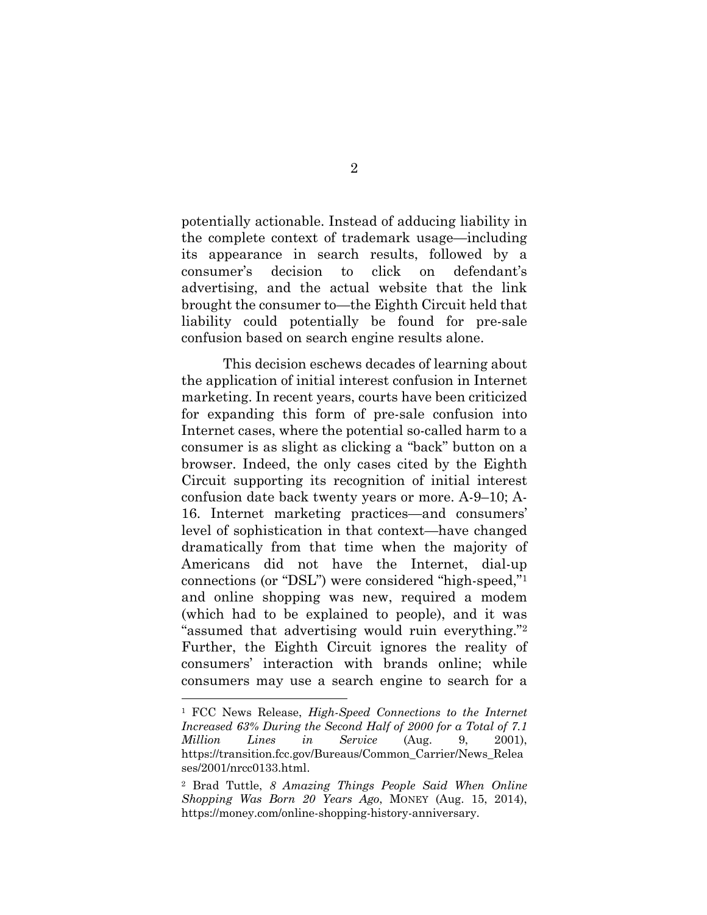potentially actionable. Instead of adducing liability in the complete context of trademark usage—including its appearance in search results, followed by a consumer's decision to click on defendant's advertising, and the actual website that the link brought the consumer to—the Eighth Circuit held that liability could potentially be found for pre-sale confusion based on search engine results alone.

This decision eschews decades of learning about the application of initial interest confusion in Internet marketing. In recent years, courts have been criticized for expanding this form of pre-sale confusion into Internet cases, where the potential so-called harm to a consumer is as slight as clicking a "back" button on a browser. Indeed, the only cases cited by the Eighth Circuit supporting its recognition of initial interest confusion date back twenty years or more. A-9–10; A-16. Internet marketing practices—and consumers' level of sophistication in that context—have changed dramatically from that time when the majority of Americans did not have the Internet, dial-up connections (or "DSL") were considered "high-speed,"[1] and online shopping was new, required a modem (which had to be explained to people), and it was "assumed that advertising would ruin everything."[2] Further, the Eighth Circuit ignores the reality of consumers' interaction with brands online; while consumers may use a search engine to search for a

---

[1] FCC News Release, *High-Speed Connections to the Internet Increased 63% During the Second Half of 2000 for a Total of 7.1 Million Lines in Service* (Aug. 9, 2001), https://transition.fcc.gov/Bureaus/Common_Carrier/News_Releases/2001/nrcc0133.html.

[2] Brad Tuttle, *8 Amazing Things People Said When Online Shopping Was Born 20 Years Ago*, MONEY (Aug. 15, 2014), https://money.com/online-shopping-history-anniversary.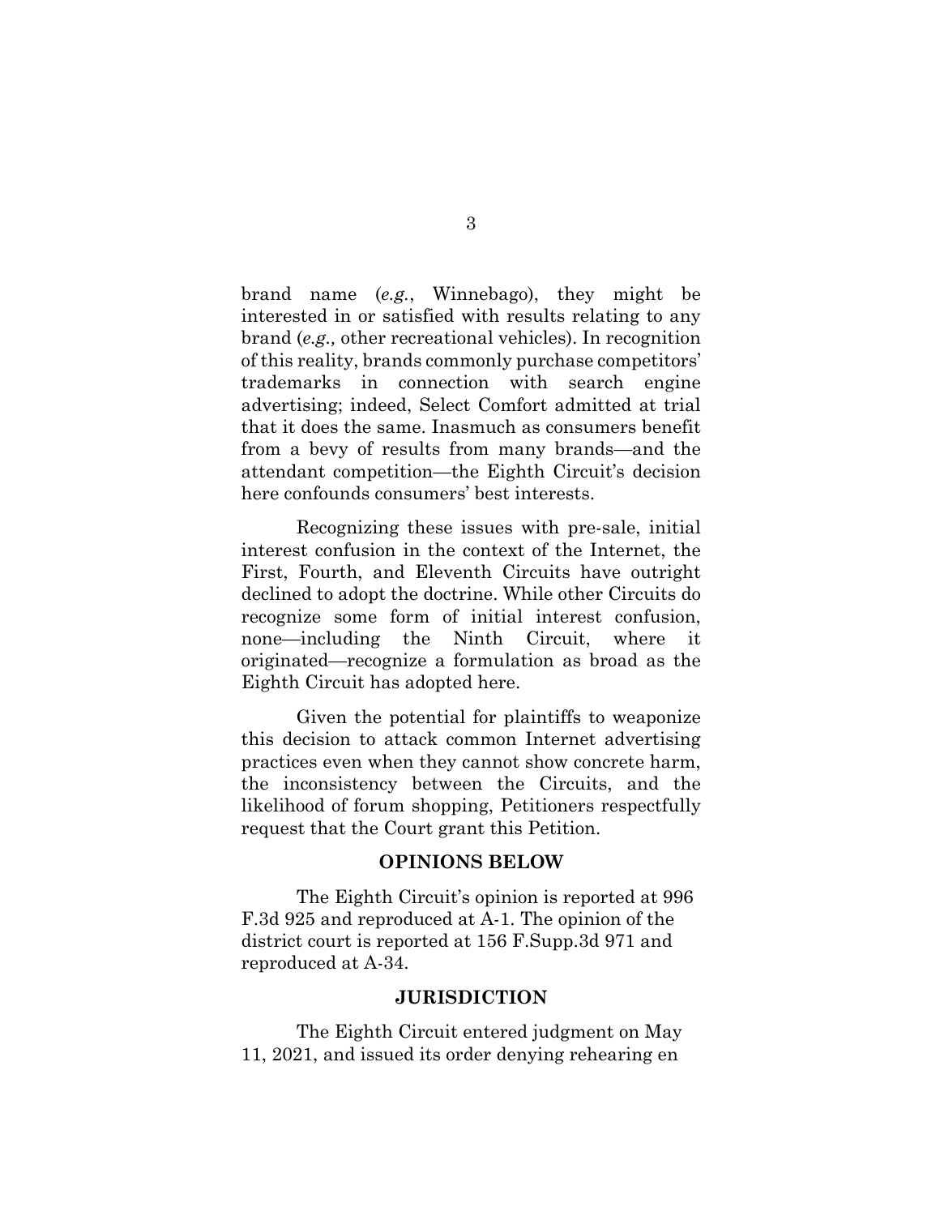brand name (*e.g.*, Winnebago), they might be interested in or satisfied with results relating to any brand (*e.g.,* other recreational vehicles). In recognition of this reality, brands commonly purchase competitors' trademarks in connection with search engine advertising; indeed, Select Comfort admitted at trial that it does the same. Inasmuch as consumers benefit from a bevy of results from many brands—and the attendant competition—the Eighth Circuit's decision here confounds consumers' best interests.

Recognizing these issues with pre-sale, initial interest confusion in the context of the Internet, the First, Fourth, and Eleventh Circuits have outright declined to adopt the doctrine. While other Circuits do recognize some form of initial interest confusion, none—including the Ninth Circuit, where it originated—recognize a formulation as broad as the Eighth Circuit has adopted here.

Given the potential for plaintiffs to weaponize this decision to attack common Internet advertising practices even when they cannot show concrete harm, the inconsistency between the Circuits, and the likelihood of forum shopping, Petitioners respectfully request that the Court grant this Petition.

## OPINIONS BELOW

The Eighth Circuit's opinion is reported at 996 F.3d 925 and reproduced at A-1. The opinion of the district court is reported at 156 F.Supp.3d 971 and reproduced at A-34.

## JURISDICTION

The Eighth Circuit entered judgment on May 11, 2021, and issued its order denying rehearing en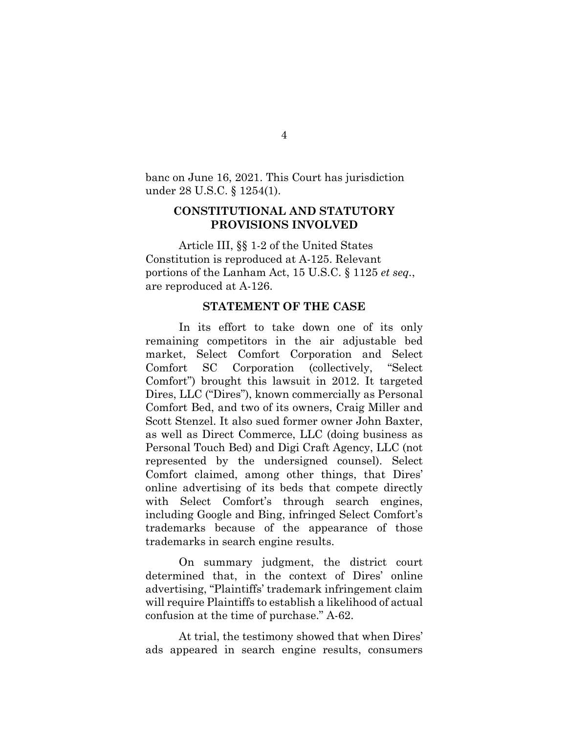banc on June 16, 2021. This Court has jurisdiction under 28 U.S.C. § 1254(1).

## CONSTITUTIONAL AND STATUTORY PROVISIONS INVOLVED

Article III, §§ 1-2 of the United States Constitution is reproduced at A-125. Relevant portions of the Lanham Act, 15 U.S.C. § 1125 *et seq.*, are reproduced at A-126.

## STATEMENT OF THE CASE

In its effort to take down one of its only remaining competitors in the air adjustable bed market, Select Comfort Corporation and Select Comfort SC Corporation (collectively, "Select Comfort") brought this lawsuit in 2012. It targeted Dires, LLC ("Dires"), known commercially as Personal Comfort Bed, and two of its owners, Craig Miller and Scott Stenzel. It also sued former owner John Baxter, as well as Direct Commerce, LLC (doing business as Personal Touch Bed) and Digi Craft Agency, LLC (not represented by the undersigned counsel). Select Comfort claimed, among other things, that Dires' online advertising of its beds that compete directly with Select Comfort's through search engines, including Google and Bing, infringed Select Comfort's trademarks because of the appearance of those trademarks in search engine results.

On summary judgment, the district court determined that, in the context of Dires' online advertising, "Plaintiffs' trademark infringement claim will require Plaintiffs to establish a likelihood of actual confusion at the time of purchase." A-62.

At trial, the testimony showed that when Dires' ads appeared in search engine results, consumers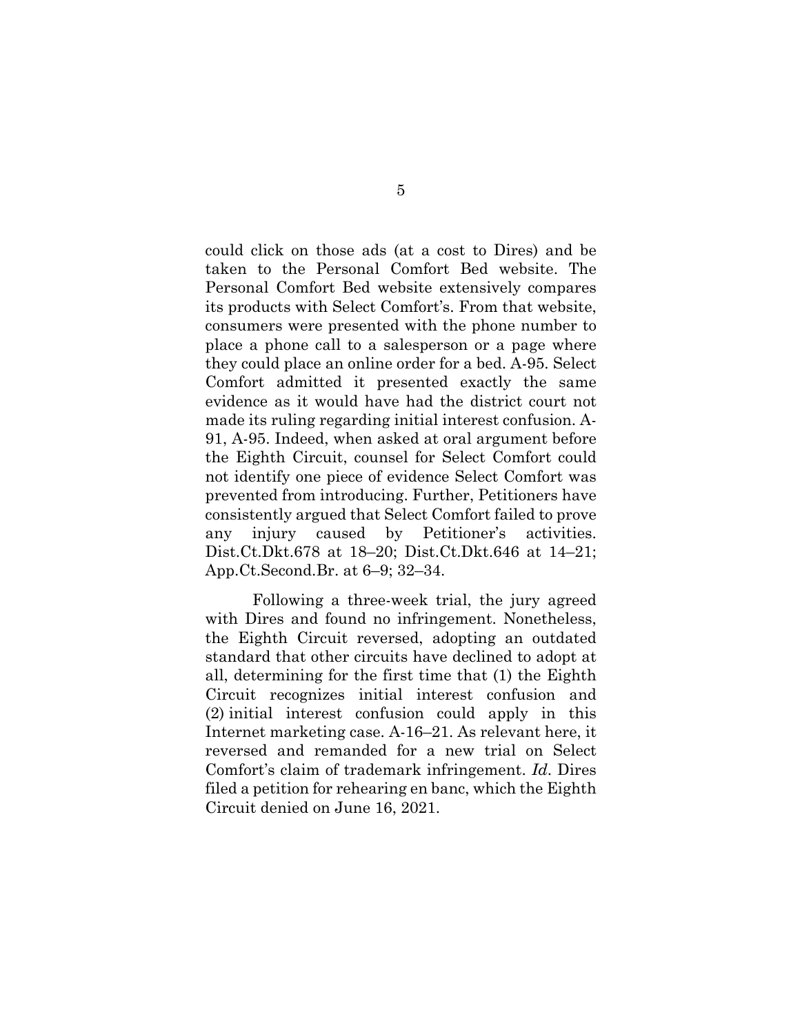could click on those ads (at a cost to Dires) and be taken to the Personal Comfort Bed website. The Personal Comfort Bed website extensively compares its products with Select Comfort's. From that website, consumers were presented with the phone number to place a phone call to a salesperson or a page where they could place an online order for a bed. A-95. Select Comfort admitted it presented exactly the same evidence as it would have had the district court not made its ruling regarding initial interest confusion. A-91, A-95. Indeed, when asked at oral argument before the Eighth Circuit, counsel for Select Comfort could not identify one piece of evidence Select Comfort was prevented from introducing. Further, Petitioners have consistently argued that Select Comfort failed to prove any injury caused by Petitioner's activities. Dist.Ct.Dkt.678 at 18–20; Dist.Ct.Dkt.646 at 14–21; App.Ct.Second.Br. at 6–9; 32–34.

Following a three-week trial, the jury agreed with Dires and found no infringement. Nonetheless, the Eighth Circuit reversed, adopting an outdated standard that other circuits have declined to adopt at all, determining for the first time that (1) the Eighth Circuit recognizes initial interest confusion and (2) initial interest confusion could apply in this Internet marketing case. A-16–21. As relevant here, it reversed and remanded for a new trial on Select Comfort's claim of trademark infringement. *Id.* Dires filed a petition for rehearing en banc, which the Eighth Circuit denied on June 16, 2021.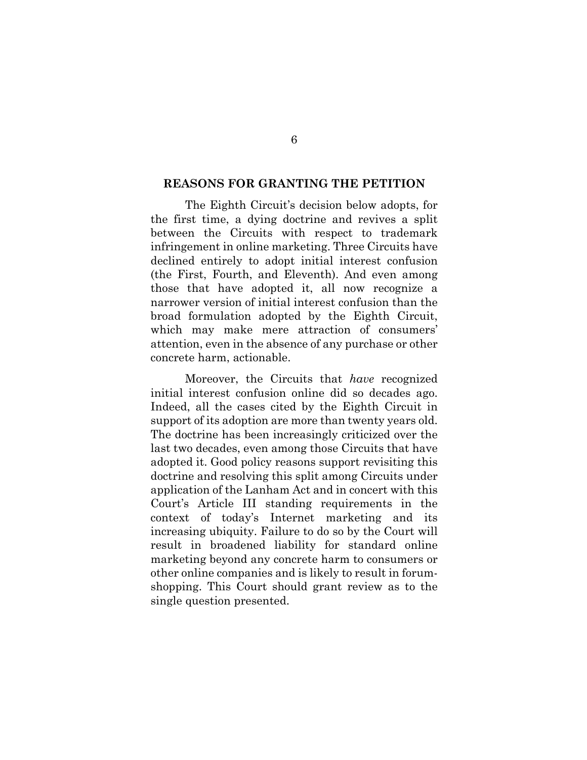## REASONS FOR GRANTING THE PETITION

The Eighth Circuit's decision below adopts, for the first time, a dying doctrine and revives a split between the Circuits with respect to trademark infringement in online marketing. Three Circuits have declined entirely to adopt initial interest confusion (the First, Fourth, and Eleventh). And even among those that have adopted it, all now recognize a narrower version of initial interest confusion than the broad formulation adopted by the Eighth Circuit, which may make mere attraction of consumers' attention, even in the absence of any purchase or other concrete harm, actionable.

Moreover, the Circuits that *have* recognized initial interest confusion online did so decades ago. Indeed, all the cases cited by the Eighth Circuit in support of its adoption are more than twenty years old. The doctrine has been increasingly criticized over the last two decades, even among those Circuits that have adopted it. Good policy reasons support revisiting this doctrine and resolving this split among Circuits under application of the Lanham Act and in concert with this Court's Article III standing requirements in the context of today's Internet marketing and its increasing ubiquity. Failure to do so by the Court will result in broadened liability for standard online marketing beyond any concrete harm to consumers or other online companies and is likely to result in forum-shopping. This Court should grant review as to the single question presented.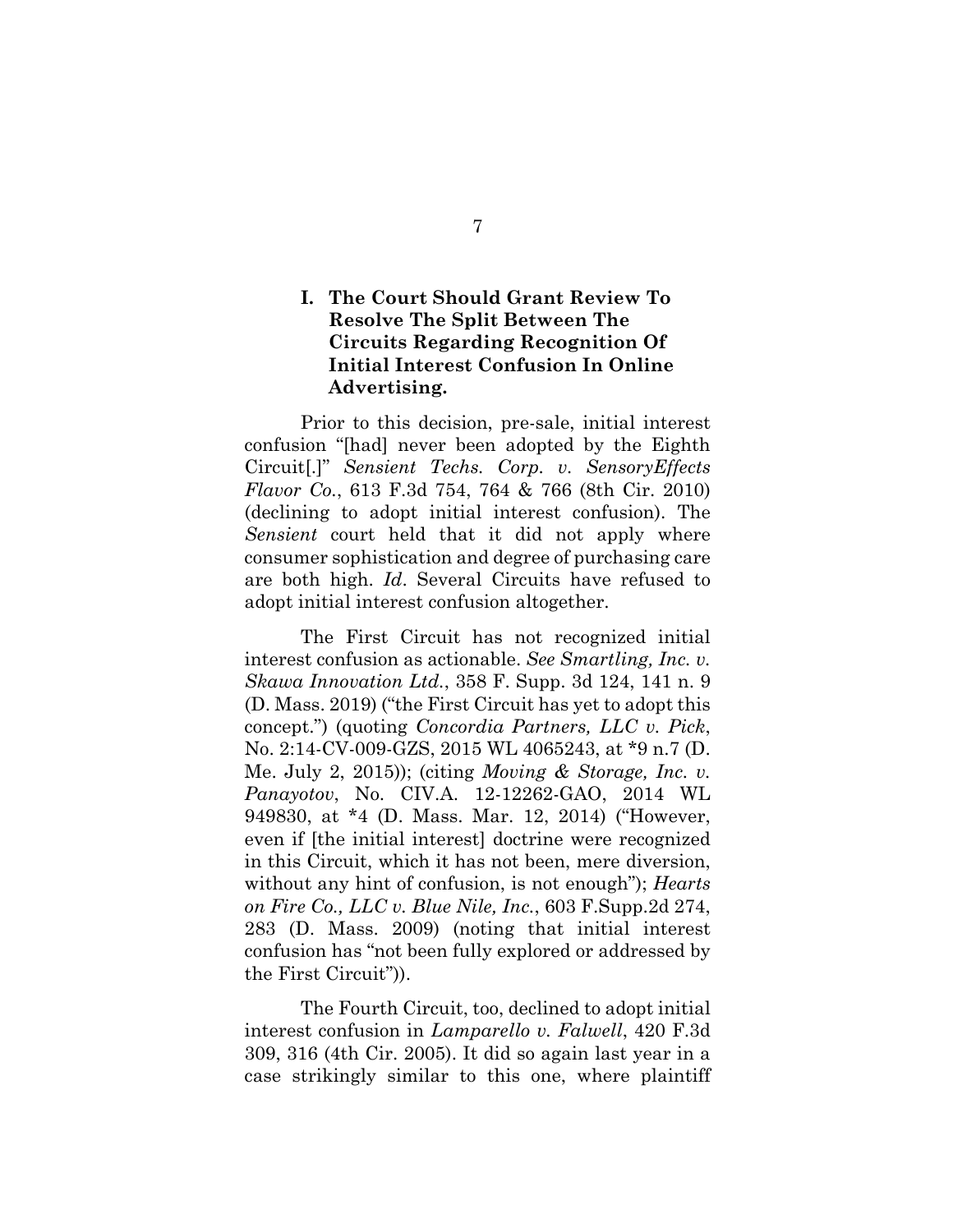## I. The Court Should Grant Review To Resolve The Split Between The Circuits Regarding Recognition Of Initial Interest Confusion In Online Advertising.

Prior to this decision, pre-sale, initial interest confusion "[had] never been adopted by the Eighth Circuit[.]" *Sensient Techs. Corp. v. SensoryEffects Flavor Co.*, 613 F.3d 754, 764 & 766 (8th Cir. 2010) (declining to adopt initial interest confusion). The *Sensient* court held that it did not apply where consumer sophistication and degree of purchasing care are both high. *Id*. Several Circuits have refused to adopt initial interest confusion altogether.

The First Circuit has not recognized initial interest confusion as actionable. *See Smartling, Inc. v. Skawa Innovation Ltd.*, 358 F. Supp. 3d 124, 141 n. 9 (D. Mass. 2019) ("the First Circuit has yet to adopt this concept.") (quoting *Concordia Partners, LLC v. Pick*, No. 2:14-CV-009-GZS, 2015 WL 4065243, at *9 n.7 (D. Me. July 2, 2015)); (citing *Moving & Storage, Inc. v. Panayotov*, No. CIV.A. 12-12262-GAO, 2014 WL 949830, at *4 (D. Mass. Mar. 12, 2014) ("However, even if [the initial interest] doctrine were recognized in this Circuit, which it has not been, mere diversion, without any hint of confusion, is not enough"); *Hearts on Fire Co., LLC v. Blue Nile, Inc.*, 603 F.Supp.2d 274, 283 (D. Mass. 2009) (noting that initial interest confusion has "not been fully explored or addressed by the First Circuit")).

The Fourth Circuit, too, declined to adopt initial interest confusion in *Lamparello v. Falwell*, 420 F.3d 309, 316 (4th Cir. 2005). It did so again last year in a case strikingly similar to this one, where plaintiff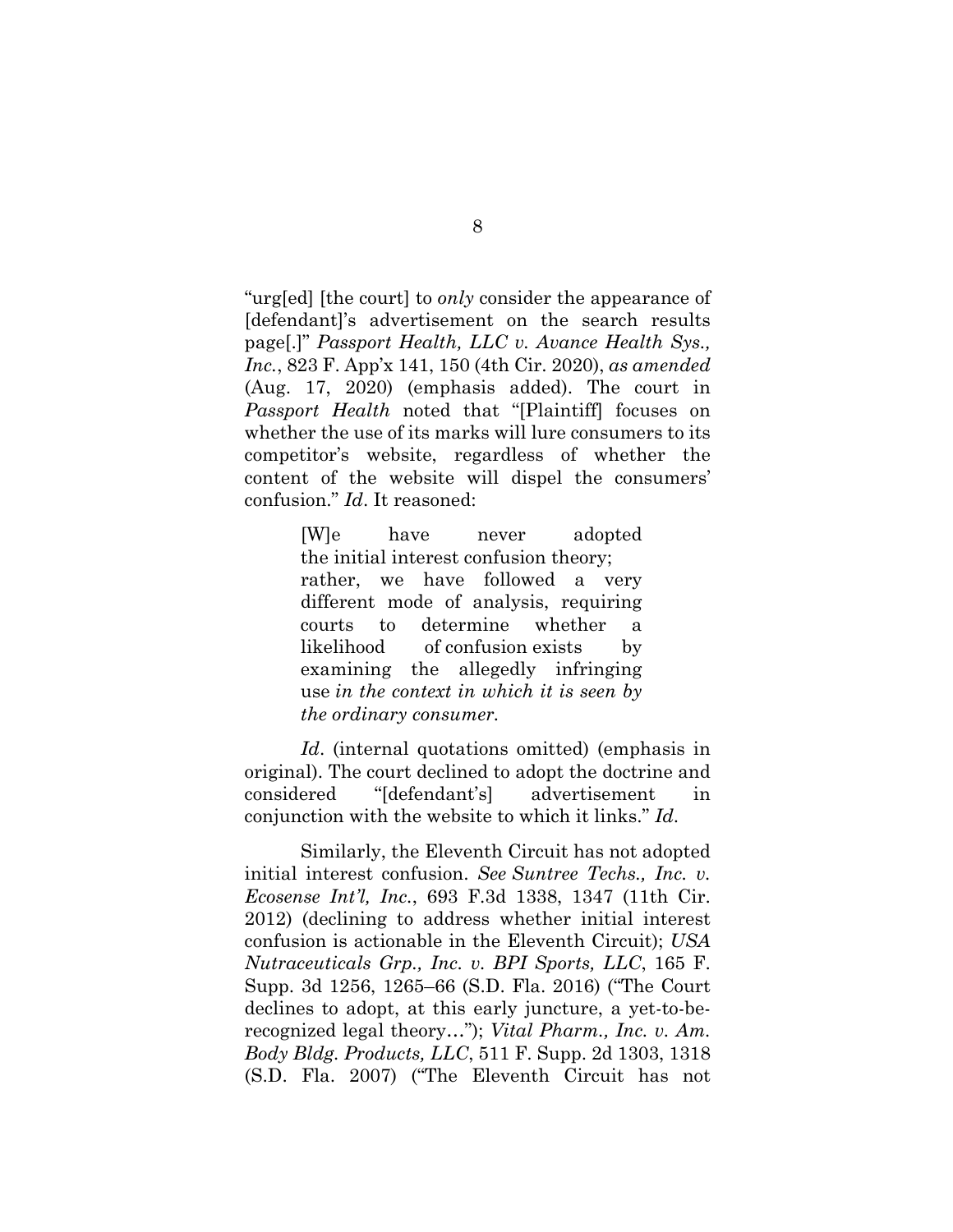"urg[ed] [the court] to *only* consider the appearance of [defendant]'s advertisement on the search results page[.]" *Passport Health, LLC v. Avance Health Sys., Inc.*, 823 F. App'x 141, 150 (4th Cir. 2020), *as amended* (Aug. 17, 2020) (emphasis added). The court in *Passport Health* noted that "[Plaintiff] focuses on whether the use of its marks will lure consumers to its competitor's website, regardless of whether the content of the website will dispel the consumers' confusion." *Id*. It reasoned:

> [W]e have never adopted the initial interest confusion theory; rather, we have followed a very different mode of analysis, requiring courts to determine whether a likelihood of confusion exists by examining the allegedly infringing use *in the context in which it is seen by the ordinary consumer.*

*Id*. (internal quotations omitted) (emphasis in original). The court declined to adopt the doctrine and considered "[defendant's] advertisement in conjunction with the website to which it links." *Id*.

Similarly, the Eleventh Circuit has not adopted initial interest confusion. *See Suntree Techs., Inc. v. Ecosense Int'l, Inc.*, 693 F.3d 1338, 1347 (11th Cir. 2012) (declining to address whether initial interest confusion is actionable in the Eleventh Circuit); *USA Nutraceuticals Grp., Inc. v. BPI Sports, LLC*, 165 F. Supp. 3d 1256, 1265–66 (S.D. Fla. 2016) ("The Court declines to adopt, at this early juncture, a yet-to-be-recognized legal theory…"); *Vital Pharm., Inc. v. Am. Body Bldg. Products, LLC*, 511 F. Supp. 2d 1303, 1318 (S.D. Fla. 2007) ("The Eleventh Circuit has not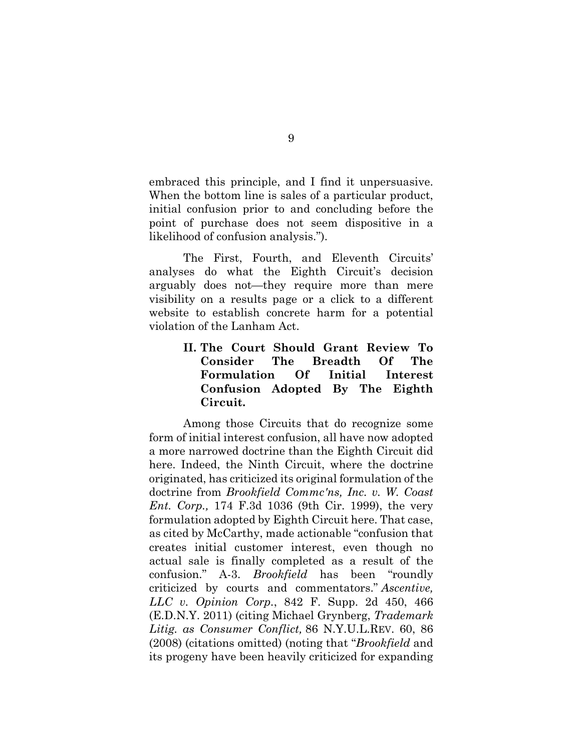embraced this principle, and I find it unpersuasive. When the bottom line is sales of a particular product, initial confusion prior to and concluding before the point of purchase does not seem dispositive in a likelihood of confusion analysis.").

The First, Fourth, and Eleventh Circuits' analyses do what the Eighth Circuit's decision arguably does not—they require more than mere visibility on a results page or a click to a different website to establish concrete harm for a potential violation of the Lanham Act.

## II. The Court Should Grant Review To Consider The Breadth Of The Formulation Of Initial Interest Confusion Adopted By The Eighth Circuit.

Among those Circuits that do recognize some form of initial interest confusion, all have now adopted a more narrowed doctrine than the Eighth Circuit did here. Indeed, the Ninth Circuit, where the doctrine originated, has criticized its original formulation of the doctrine from *Brookfield Commc'ns, Inc. v. W. Coast Ent. Corp.,* 174 F.3d 1036 (9th Cir. 1999), the very formulation adopted by Eighth Circuit here. That case, as cited by McCarthy, made actionable "confusion that creates initial customer interest, even though no actual sale is finally completed as a result of the confusion." A-3. *Brookfield* has been "roundly criticized by courts and commentators." *Ascentive, LLC v. Opinion Corp.*, 842 F. Supp. 2d 450, 466 (E.D.N.Y. 2011) (citing Michael Grynberg, *Trademark Litig. as Consumer Conflict,* 86 N.Y.U.L.Rev. 60, 86 (2008) (citations omitted) (noting that "*Brookfield* and its progeny have been heavily criticized for expanding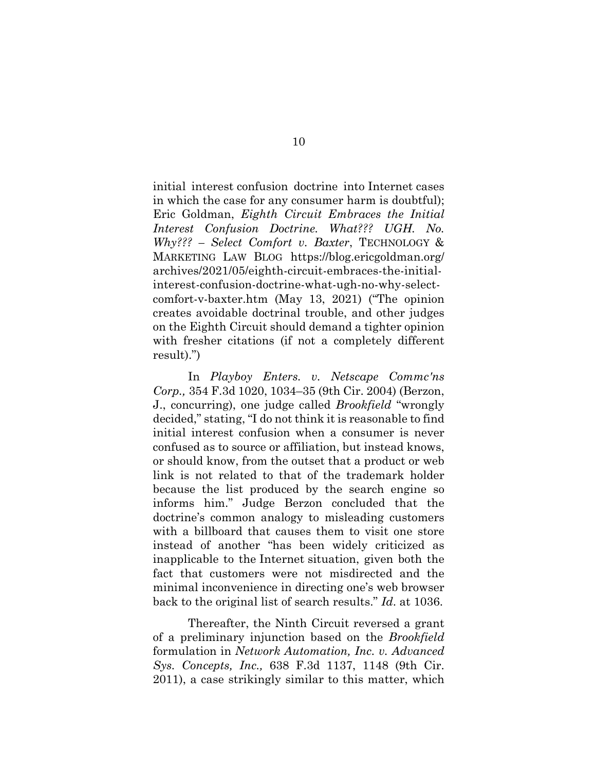initial interest confusion doctrine into Internet cases in which the case for any consumer harm is doubtful); Eric Goldman, *Eighth Circuit Embraces the Initial Interest Confusion Doctrine. What??? UGH. No. Why??? – Select Comfort v. Baxter*, TECHNOLOGY & MARKETING LAW BLOG https://blog.ericgoldman.org/archives/2021/05/eighth-circuit-embraces-the-initial-interest-confusion-doctrine-what-ugh-no-why-select-comfort-v-baxter.htm (May 13, 2021) ("The opinion creates avoidable doctrinal trouble, and other judges on the Eighth Circuit should demand a tighter opinion with fresher citations (if not a completely different result).")

In *Playboy Enters. v. Netscape Commc'ns Corp.,* 354 F.3d 1020, 1034–35 (9th Cir. 2004) (Berzon, J., concurring), one judge called *Brookfield* "wrongly decided," stating, "I do not think it is reasonable to find initial interest confusion when a consumer is never confused as to source or affiliation, but instead knows, or should know, from the outset that a product or web link is not related to that of the trademark holder because the list produced by the search engine so informs him." Judge Berzon concluded that the doctrine's common analogy to misleading customers with a billboard that causes them to visit one store instead of another "has been widely criticized as inapplicable to the Internet situation, given both the fact that customers were not misdirected and the minimal inconvenience in directing one's web browser back to the original list of search results." *Id.* at 1036.

Thereafter, the Ninth Circuit reversed a grant of a preliminary injunction based on the *Brookfield* formulation in *Network Automation, Inc. v. Advanced Sys. Concepts, Inc.,* 638 F.3d 1137, 1148 (9th Cir. 2011), a case strikingly similar to this matter, which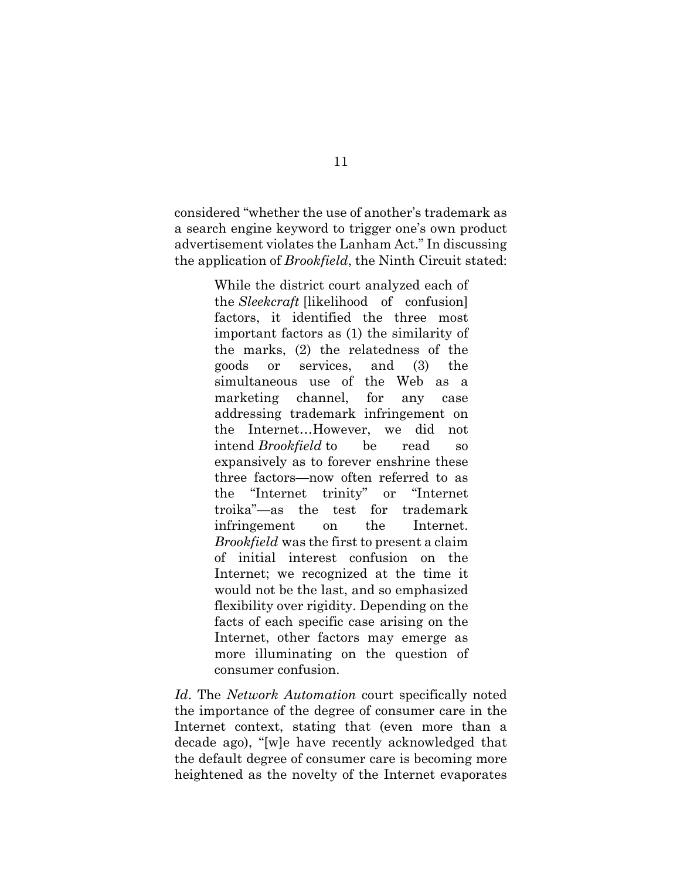considered "whether the use of another's trademark as a search engine keyword to trigger one's own product advertisement violates the Lanham Act." In discussing the application of *Brookfield*, the Ninth Circuit stated:

> While the district court analyzed each of the *Sleekcraft* [likelihood of confusion] factors, it identified the three most important factors as (1) the similarity of the marks, (2) the relatedness of the goods or services, and (3) the simultaneous use of the Web as a marketing channel, for any case addressing trademark infringement on the Internet…However, we did not intend *Brookfield* to be read so expansively as to forever enshrine these three factors—now often referred to as the "Internet trinity" or "Internet troika"—as the test for trademark infringement on the Internet. *Brookfield* was the first to present a claim of initial interest confusion on the Internet; we recognized at the time it would not be the last, and so emphasized flexibility over rigidity. Depending on the facts of each specific case arising on the Internet, other factors may emerge as more illuminating on the question of consumer confusion.

*Id*. The *Network Automation* court specifically noted the importance of the degree of consumer care in the Internet context, stating that (even more than a decade ago), "[w]e have recently acknowledged that the default degree of consumer care is becoming more heightened as the novelty of the Internet evaporates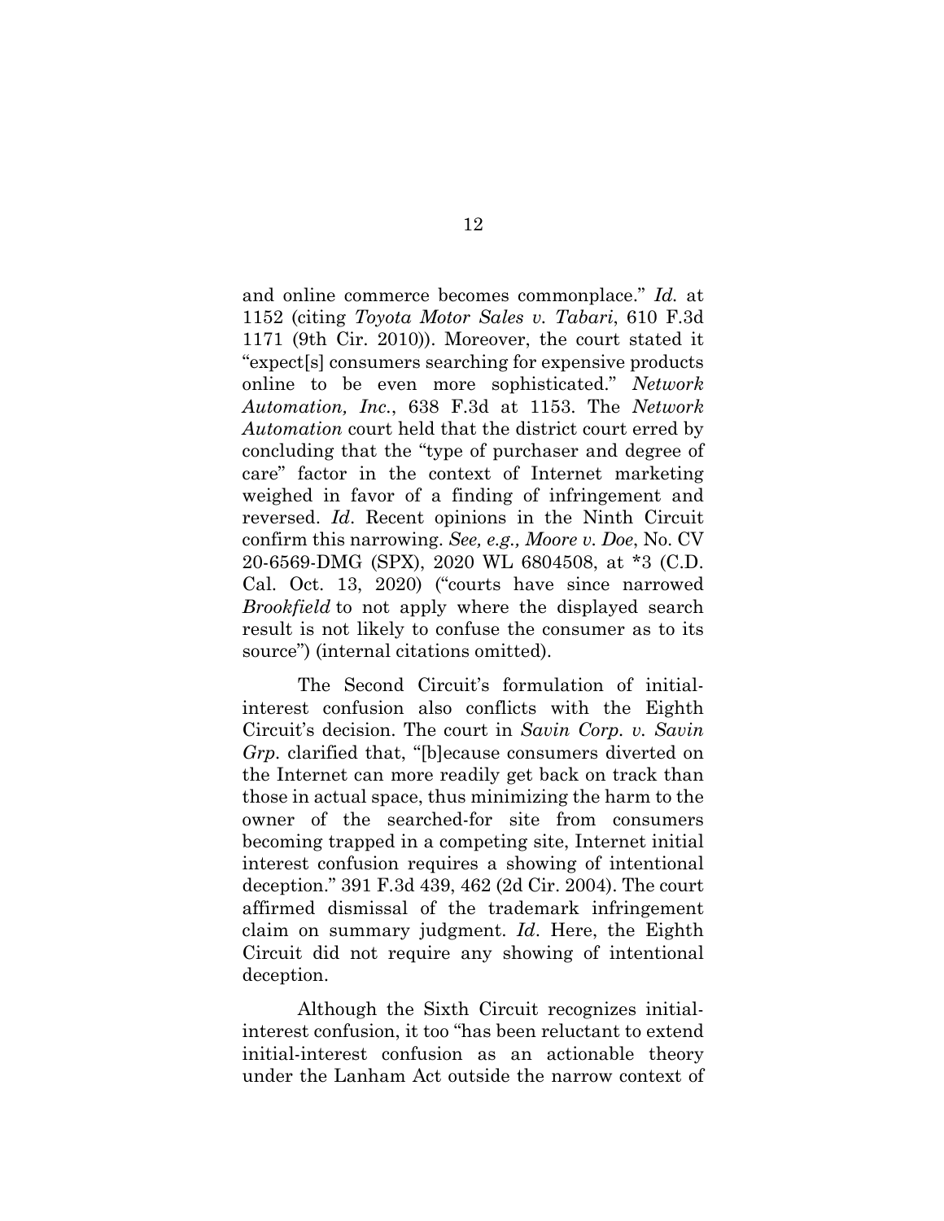and online commerce becomes commonplace." *Id.* at 1152 (citing *Toyota Motor Sales v. Tabari*, 610 F.3d 1171 (9th Cir. 2010)). Moreover, the court stated it "expect[s] consumers searching for expensive products online to be even more sophisticated." *Network Automation, Inc.*, 638 F.3d at 1153. The *Network Automation* court held that the district court erred by concluding that the "type of purchaser and degree of care" factor in the context of Internet marketing weighed in favor of a finding of infringement and reversed. *Id*. Recent opinions in the Ninth Circuit confirm this narrowing. *See, e.g., Moore v. Doe*, No. CV 20-6569-DMG (SPX), 2020 WL 6804508, at *3 (C.D. Cal. Oct. 13, 2020) ("courts have since narrowed *Brookfield* to not apply where the displayed search result is not likely to confuse the consumer as to its source") (internal citations omitted).

The Second Circuit's formulation of initial-interest confusion also conflicts with the Eighth Circuit's decision. The court in *Savin Corp. v. Savin Grp.* clarified that, "[b]ecause consumers diverted on the Internet can more readily get back on track than those in actual space, thus minimizing the harm to the owner of the searched-for site from consumers becoming trapped in a competing site, Internet initial interest confusion requires a showing of intentional deception." 391 F.3d 439, 462 (2d Cir. 2004). The court affirmed dismissal of the trademark infringement claim on summary judgment. *Id*. Here, the Eighth Circuit did not require any showing of intentional deception.

Although the Sixth Circuit recognizes initial-interest confusion, it too "has been reluctant to extend initial-interest confusion as an actionable theory under the Lanham Act outside the narrow context of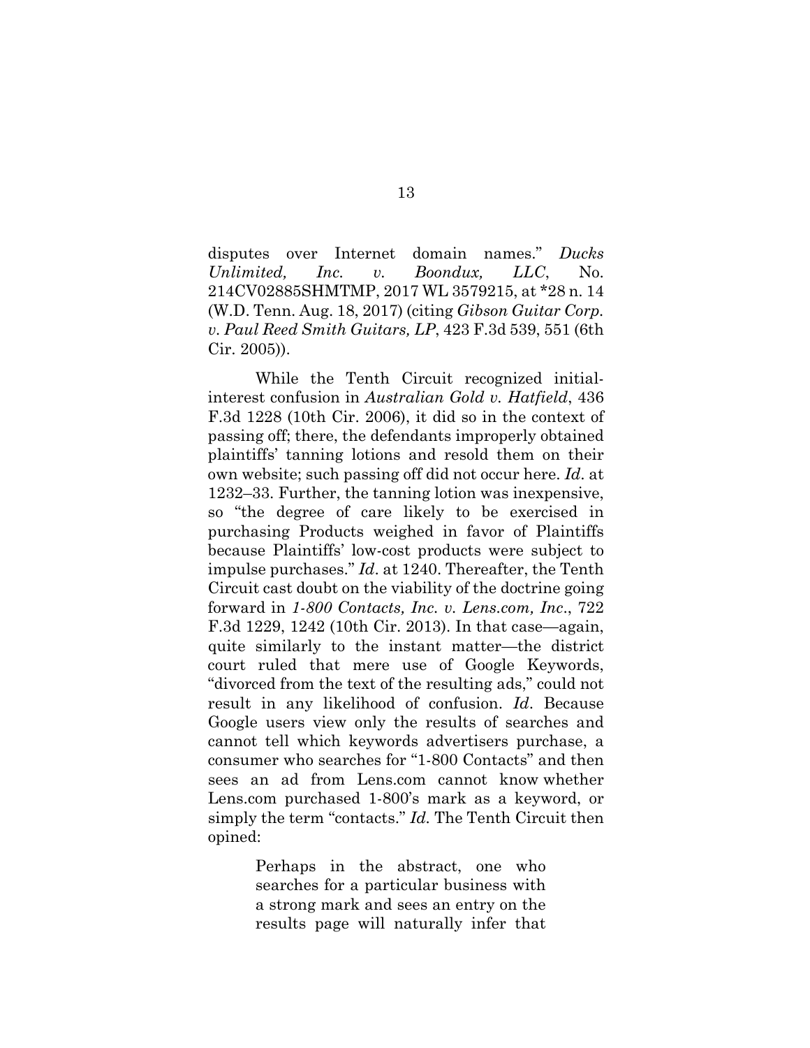disputes over Internet domain names." *Ducks Unlimited, Inc. v. Boondux, LLC*, No. 214CV02885SHMTMP, 2017 WL 3579215, at *28 n. 14 (W.D. Tenn. Aug. 18, 2017) (citing *Gibson Guitar Corp. v. Paul Reed Smith Guitars, LP*, 423 F.3d 539, 551 (6th Cir. 2005)).

While the Tenth Circuit recognized initial-interest confusion in *Australian Gold v. Hatfield*, 436 F.3d 1228 (10th Cir. 2006), it did so in the context of passing off; there, the defendants improperly obtained plaintiffs' tanning lotions and resold them on their own website; such passing off did not occur here. *Id*. at 1232–33. Further, the tanning lotion was inexpensive, so "the degree of care likely to be exercised in purchasing Products weighed in favor of Plaintiffs because Plaintiffs' low-cost products were subject to impulse purchases." *Id*. at 1240. Thereafter, the Tenth Circuit cast doubt on the viability of the doctrine going forward in *1-800 Contacts, Inc. v. Lens.com, Inc*., 722 F.3d 1229, 1242 (10th Cir. 2013). In that case—again, quite similarly to the instant matter—the district court ruled that mere use of Google Keywords, "divorced from the text of the resulting ads," could not result in any likelihood of confusion. *Id*. Because Google users view only the results of searches and cannot tell which keywords advertisers purchase, a consumer who searches for "1-800 Contacts" and then sees an ad from Lens.com cannot know whether Lens.com purchased 1-800's mark as a keyword, or simply the term "contacts." *Id.* The Tenth Circuit then opined:

> Perhaps in the abstract, one who searches for a particular business with a strong mark and sees an entry on the results page will naturally infer that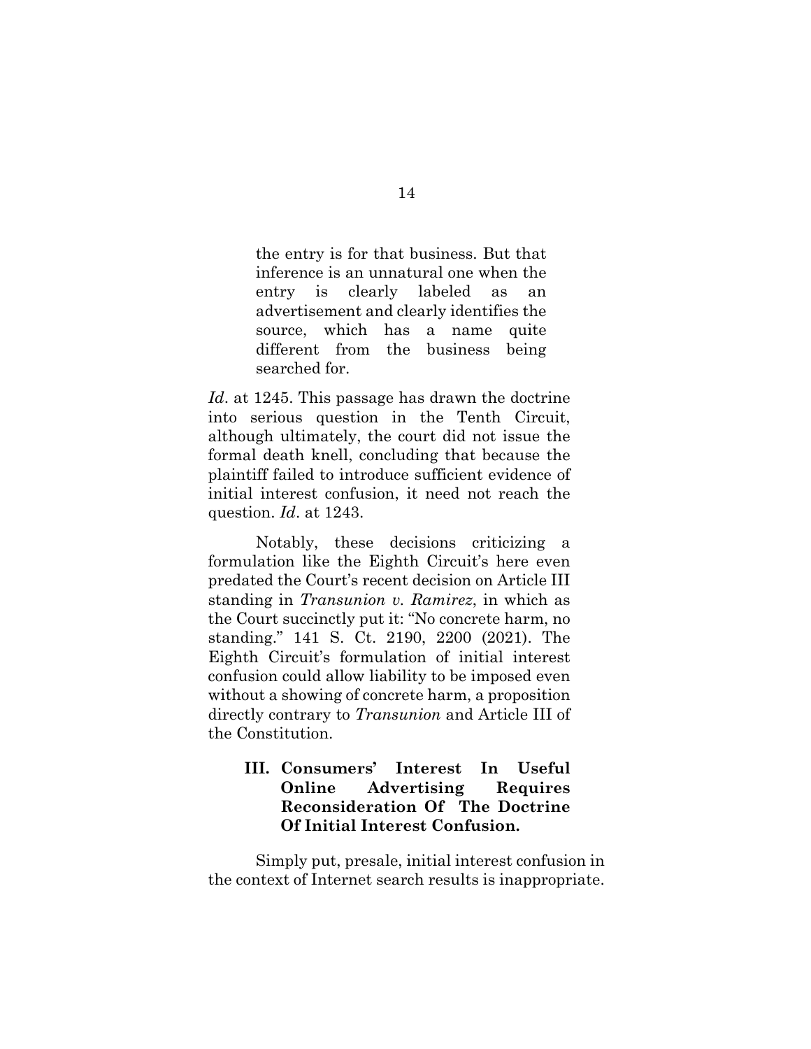> the entry is for that business. But that inference is an unnatural one when the entry is clearly labeled as an advertisement and clearly identifies the source, which has a name quite different from the business being searched for.

*Id*. at 1245. This passage has drawn the doctrine into serious question in the Tenth Circuit, although ultimately, the court did not issue the formal death knell, concluding that because the plaintiff failed to introduce sufficient evidence of initial interest confusion, it need not reach the question. *Id*. at 1243.

Notably, these decisions criticizing a formulation like the Eighth Circuit's here even predated the Court's recent decision on Article III standing in *Transunion v. Ramirez*, in which as the Court succinctly put it: "No concrete harm, no standing." 141 S. Ct. 2190, 2200 (2021). The Eighth Circuit's formulation of initial interest confusion could allow liability to be imposed even without a showing of concrete harm, a proposition directly contrary to *Transunion* and Article III of the Constitution.

## III. Consumers' Interest In Useful Online Advertising Requires Reconsideration Of The Doctrine Of Initial Interest Confusion.

Simply put, presale, initial interest confusion in the context of Internet search results is inappropriate.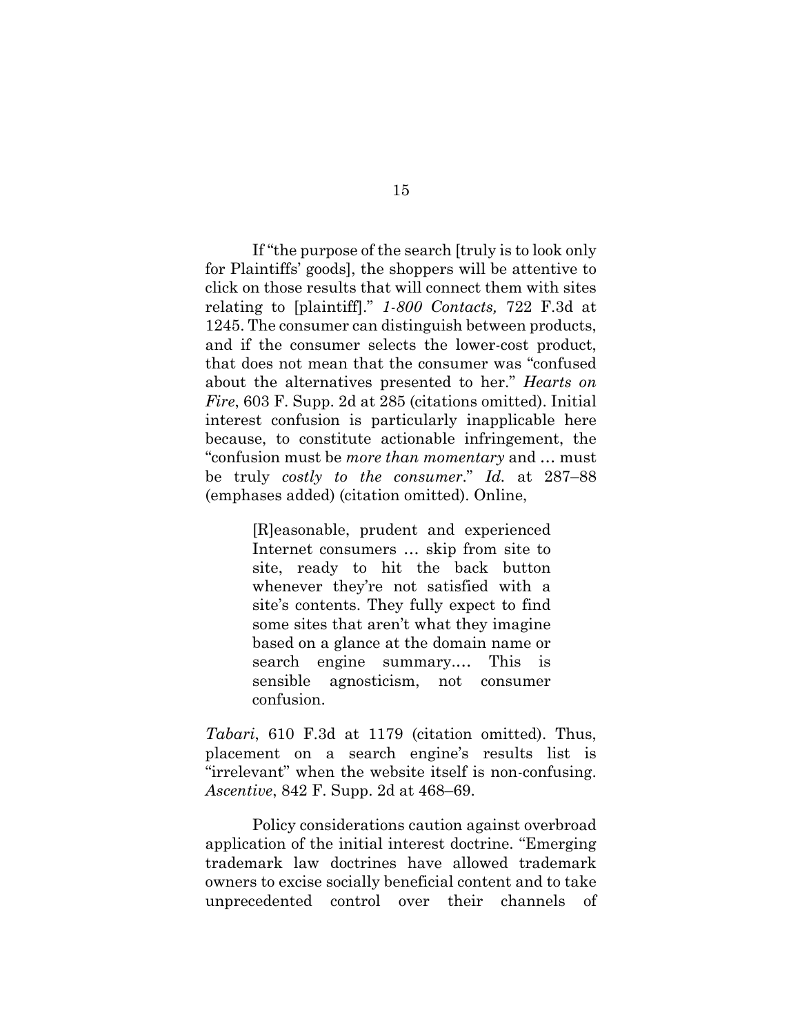If "the purpose of the search [truly is to look only for Plaintiffs' goods], the shoppers will be attentive to click on those results that will connect them with sites relating to [plaintiff]." *1-800 Contacts,* 722 F.3d at 1245. The consumer can distinguish between products, and if the consumer selects the lower-cost product, that does not mean that the consumer was "confused about the alternatives presented to her." *Hearts on Fire*, 603 F. Supp. 2d at 285 (citations omitted). Initial interest confusion is particularly inapplicable here because, to constitute actionable infringement, the "confusion must be *more than momentary* and … must be truly *costly to the consumer*." *Id.* at 287–88 (emphases added) (citation omitted). Online,

> [R]easonable, prudent and experienced Internet consumers … skip from site to site, ready to hit the back button whenever they're not satisfied with a site's contents. They fully expect to find some sites that aren't what they imagine based on a glance at the domain name or search engine summary.… This is sensible agnosticism, not consumer confusion.

*Tabari*, 610 F.3d at 1179 (citation omitted). Thus, placement on a search engine's results list is "irrelevant" when the website itself is non-confusing. *Ascentive*, 842 F. Supp. 2d at 468–69.

Policy considerations caution against overbroad application of the initial interest doctrine. "Emerging trademark law doctrines have allowed trademark owners to excise socially beneficial content and to take unprecedented control over their channels of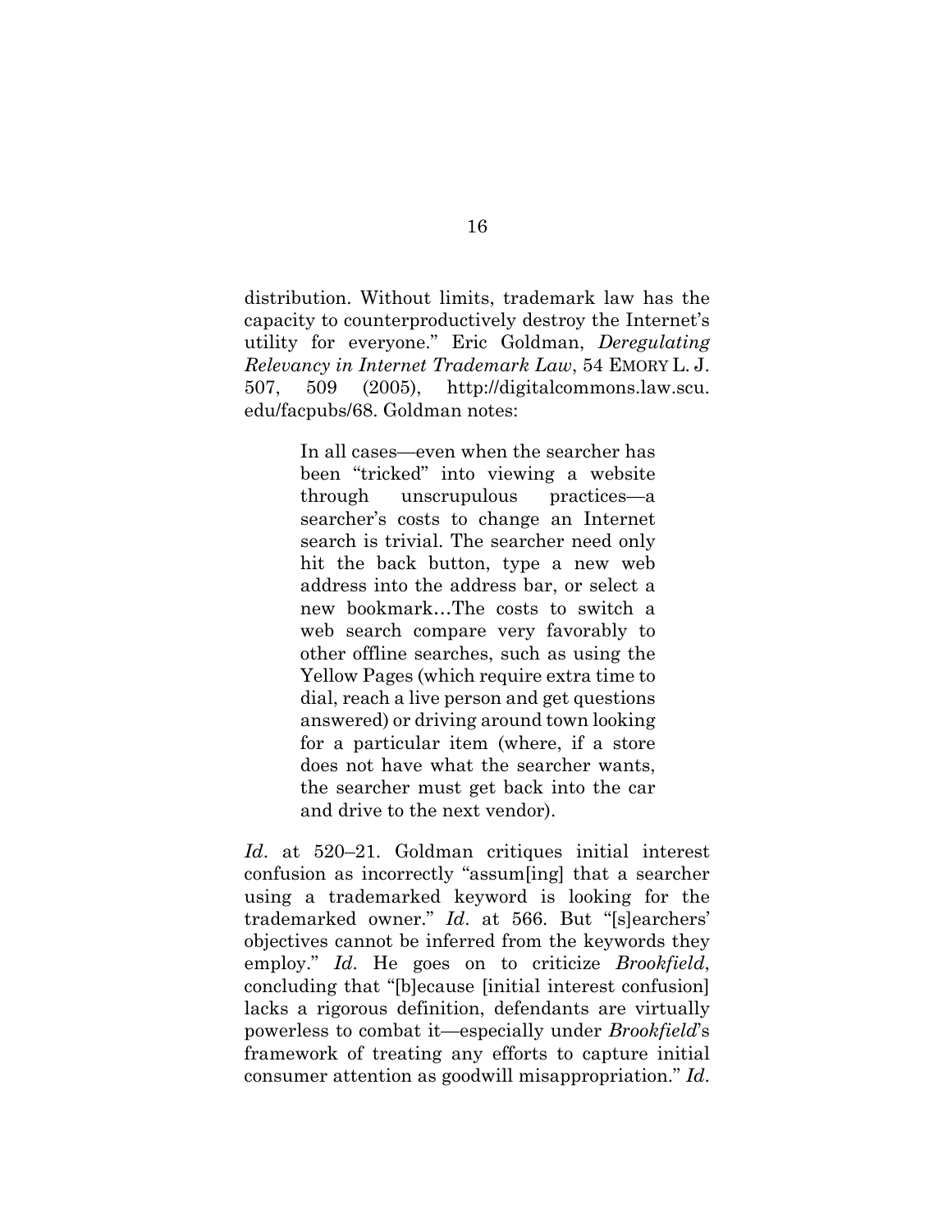distribution. Without limits, trademark law has the capacity to counterproductively destroy the Internet's utility for everyone." Eric Goldman, *Deregulating Relevancy in Internet Trademark Law*, 54 EMORY L. J. 507, 509 (2005), http://digitalcommons.law.scu.edu/facpubs/68. Goldman notes:

> In all cases—even when the searcher has been "tricked" into viewing a website through unscrupulous practices—a searcher's costs to change an Internet search is trivial. The searcher need only hit the back button, type a new web address into the address bar, or select a new bookmark…The costs to switch a web search compare very favorably to other offline searches, such as using the Yellow Pages (which require extra time to dial, reach a live person and get questions answered) or driving around town looking for a particular item (where, if a store does not have what the searcher wants, the searcher must get back into the car and drive to the next vendor).

*Id*. at 520–21. Goldman critiques initial interest confusion as incorrectly "assum[ing] that a searcher using a trademarked keyword is looking for the trademarked owner." *Id*. at 566. But "[s]earchers' objectives cannot be inferred from the keywords they employ." *Id*. He goes on to criticize *Brookfield*, concluding that "[b]ecause [initial interest confusion] lacks a rigorous definition, defendants are virtually powerless to combat it—especially under *Brookfield*'s framework of treating any efforts to capture initial consumer attention as goodwill misappropriation." *Id*.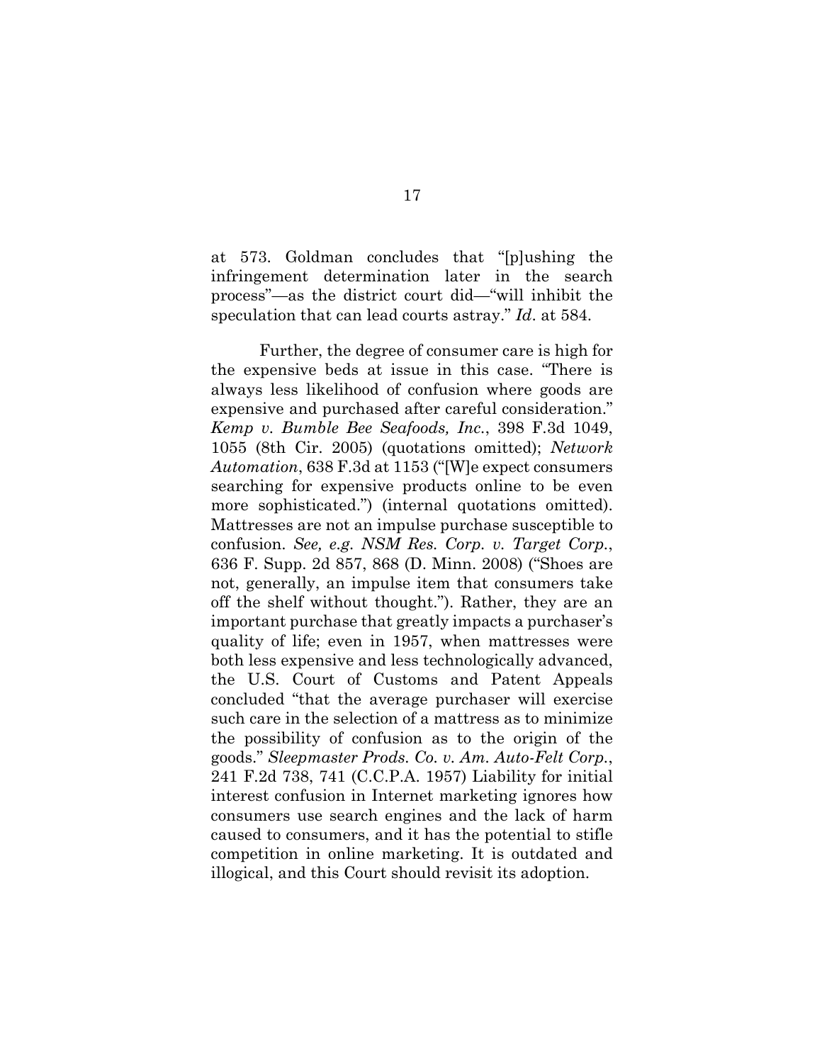at 573. Goldman concludes that "[p]ushing the infringement determination later in the search process"—as the district court did—"will inhibit the speculation that can lead courts astray." *Id*. at 584.

Further, the degree of consumer care is high for the expensive beds at issue in this case. "There is always less likelihood of confusion where goods are expensive and purchased after careful consideration." *Kemp v. Bumble Bee Seafoods, Inc.*, 398 F.3d 1049, 1055 (8th Cir. 2005) (quotations omitted); *Network Automation*, 638 F.3d at 1153 ("[W]e expect consumers searching for expensive products online to be even more sophisticated.") (internal quotations omitted). Mattresses are not an impulse purchase susceptible to confusion. *See, e.g. NSM Res. Corp. v. Target Corp.*, 636 F. Supp. 2d 857, 868 (D. Minn. 2008) ("Shoes are not, generally, an impulse item that consumers take off the shelf without thought."). Rather, they are an important purchase that greatly impacts a purchaser's quality of life; even in 1957, when mattresses were both less expensive and less technologically advanced, the U.S. Court of Customs and Patent Appeals concluded "that the average purchaser will exercise such care in the selection of a mattress as to minimize the possibility of confusion as to the origin of the goods." *Sleepmaster Prods. Co. v. Am. Auto-Felt Corp.*, 241 F.2d 738, 741 (C.C.P.A. 1957) Liability for initial interest confusion in Internet marketing ignores how consumers use search engines and the lack of harm caused to consumers, and it has the potential to stifle competition in online marketing. It is outdated and illogical, and this Court should revisit its adoption.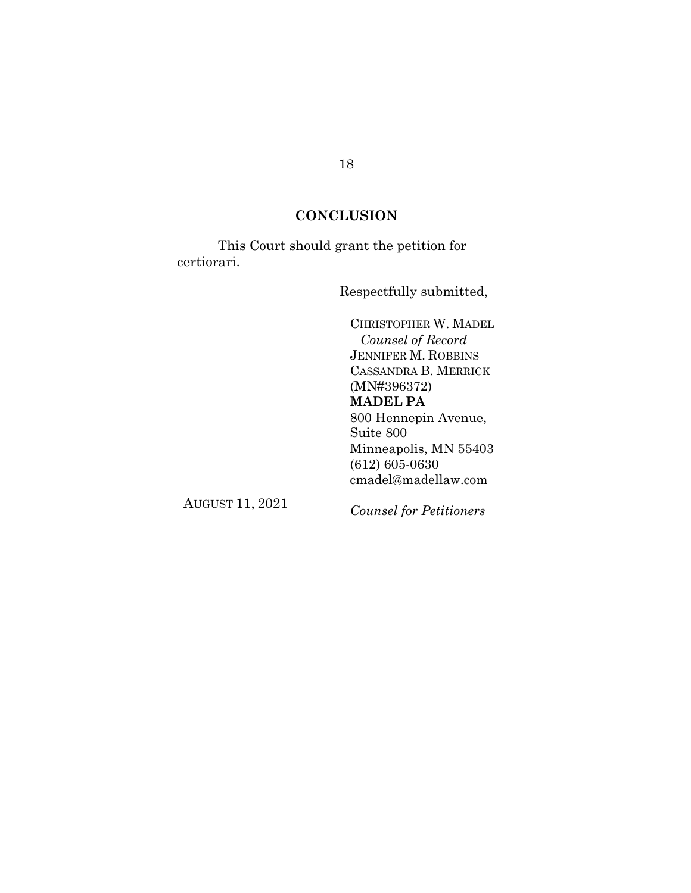## CONCLUSION

This Court should grant the petition for certiorari.

Respectfully submitted,

CHRISTOPHER W. MADEL
*Counsel of Record*
JENNIFER M. ROBBINS
CASSANDRA B. MERRICK
(MN#396372)
**MADEL PA**
800 Hennepin Avenue,
Suite 800
Minneapolis, MN 55403
(612) 605-0630
cmadel@madellaw.com

AUGUST 11, 2021

*Counsel for Petitioners*